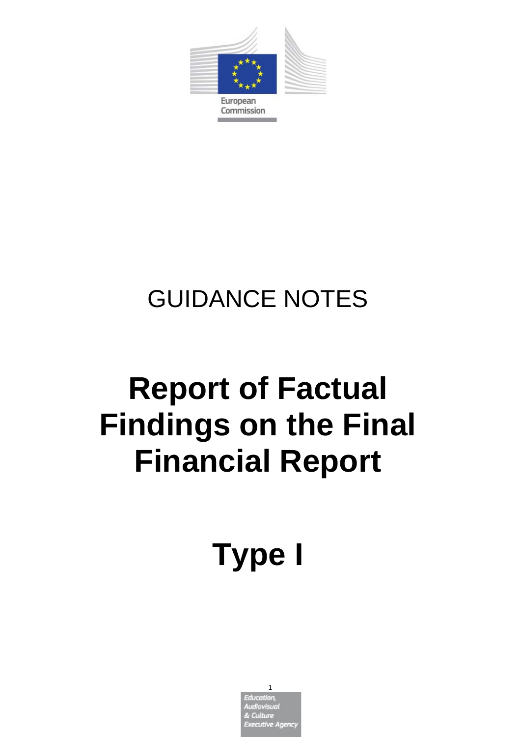GUIDANCE NOTES

# Report of Factual Findings on the Final Financial Report

# Type I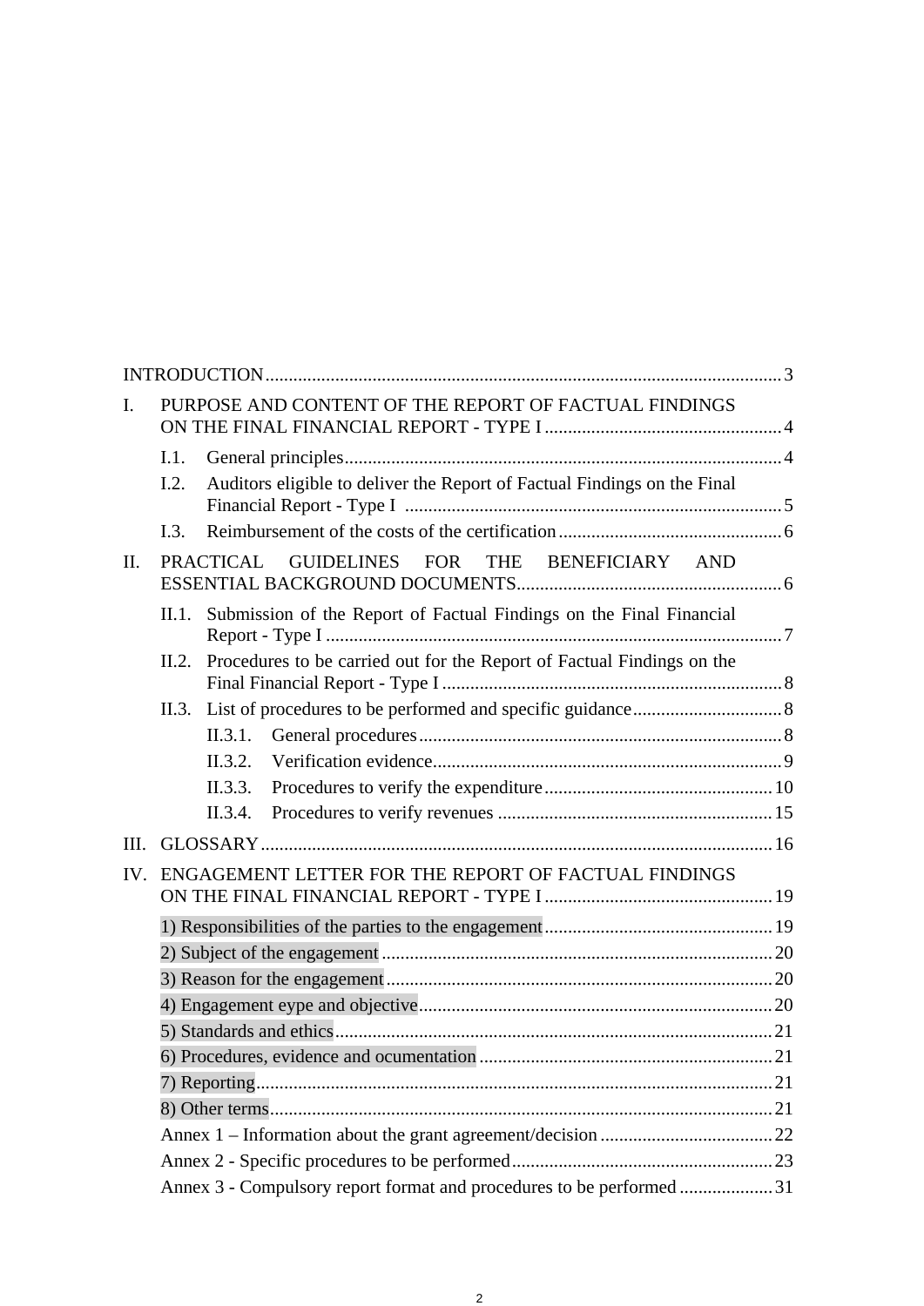INTRODUCTION .......... 3

I. PURPOSE AND CONTENT OF THE REPORT OF FACTUAL FINDINGS ON THE FINAL FINANCIAL REPORT - TYPE I .......... 4

- I.1. General principles .......... 4
- I.2. Auditors eligible to deliver the Report of Factual Findings on the Final Financial Report - Type I .......... 5
- I.3. Reimbursement of the costs of the certification .......... 6

II. PRACTICAL GUIDELINES FOR THE BENEFICIARY AND ESSENTIAL BACKGROUND DOCUMENTS .......... 6

- II.1. Submission of the Report of Factual Findings on the Final Financial Report - Type I .......... 7
- II.2. Procedures to be carried out for the Report of Factual Findings on the Final Financial Report - Type I .......... 8
- II.3. List of procedures to be performed and specific guidance .......... 8
  - II.3.1. General procedures .......... 8
  - II.3.2. Verification evidence .......... 9
  - II.3.3. Procedures to verify the expenditure .......... 10
  - II.3.4. Procedures to verify revenues .......... 15

III. GLOSSARY .......... 16

IV. ENGAGEMENT LETTER FOR THE REPORT OF FACTUAL FINDINGS ON THE FINAL FINANCIAL REPORT - TYPE I .......... 19

- 1) Responsibilities of the parties to the engagement .......... 19
- 2) Subject of the engagement .......... 20
- 3) Reason for the engagement .......... 20
- 4) Engagement eype and objective .......... 20
- 5) Standards and ethics .......... 21
- 6) Procedures, evidence and ocumentation .......... 21
- 7) Reporting .......... 21
- 8) Other terms .......... 21
- Annex 1 – Information about the grant agreement/decision .......... 22
- Annex 2 - Specific procedures to be performed .......... 23
- Annex 3 - Compulsory report format and procedures to be performed .......... 31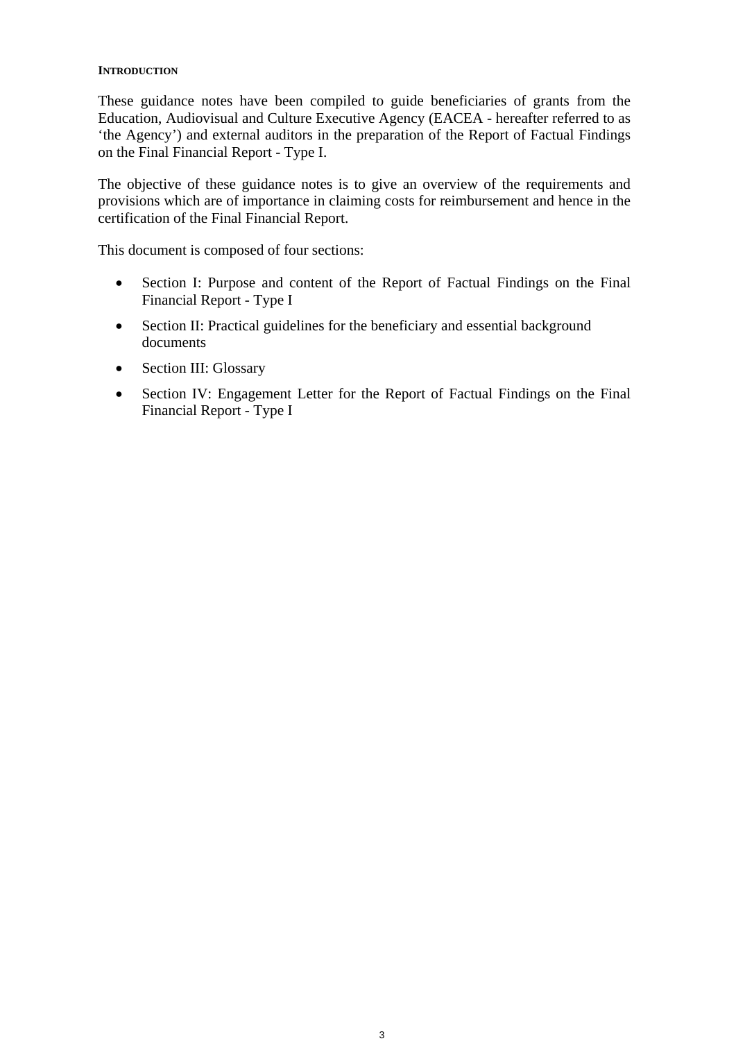## INTRODUCTION

These guidance notes have been compiled to guide beneficiaries of grants from the Education, Audiovisual and Culture Executive Agency (EACEA - hereafter referred to as 'the Agency') and external auditors in the preparation of the Report of Factual Findings on the Final Financial Report - Type I.

The objective of these guidance notes is to give an overview of the requirements and provisions which are of importance in claiming costs for reimbursement and hence in the certification of the Final Financial Report.

This document is composed of four sections:

- Section I: Purpose and content of the Report of Factual Findings on the Final Financial Report - Type I
- Section II: Practical guidelines for the beneficiary and essential background documents
- Section III: Glossary
- Section IV: Engagement Letter for the Report of Factual Findings on the Final Financial Report - Type I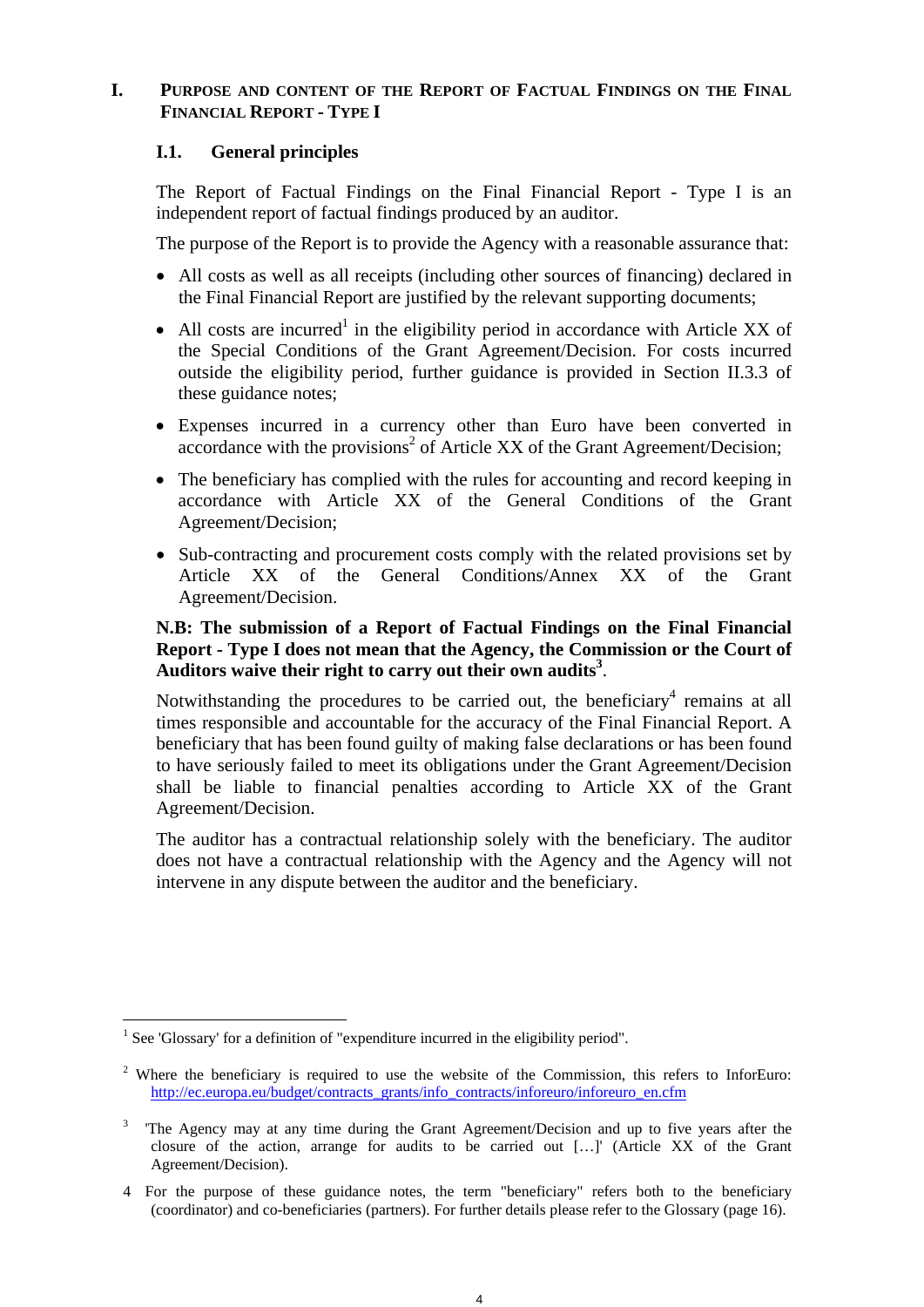# I. Purpose and content of the Report of Factual Findings on the Final Financial Report - Type I

## I.1. General principles

The Report of Factual Findings on the Final Financial Report - Type I is an independent report of factual findings produced by an auditor.

The purpose of the Report is to provide the Agency with a reasonable assurance that:

- All costs as well as all receipts (including other sources of financing) declared in the Final Financial Report are justified by the relevant supporting documents;
- All costs are incurred[1] in the eligibility period in accordance with Article XX of the Special Conditions of the Grant Agreement/Decision. For costs incurred outside the eligibility period, further guidance is provided in Section II.3.3 of these guidance notes;
- Expenses incurred in a currency other than Euro have been converted in accordance with the provisions[2] of Article XX of the Grant Agreement/Decision;
- The beneficiary has complied with the rules for accounting and record keeping in accordance with Article XX of the General Conditions of the Grant Agreement/Decision;
- Sub-contracting and procurement costs comply with the related provisions set by Article XX of the General Conditions/Annex XX of the Grant Agreement/Decision.

**N.B: The submission of a Report of Factual Findings on the Final Financial Report - Type I does not mean that the Agency, the Commission or the Court of Auditors waive their right to carry out their own audits[3].**

Notwithstanding the procedures to be carried out, the beneficiary[4] remains at all times responsible and accountable for the accuracy of the Final Financial Report. A beneficiary that has been found guilty of making false declarations or has been found to have seriously failed to meet its obligations under the Grant Agreement/Decision shall be liable to financial penalties according to Article XX of the Grant Agreement/Decision.

The auditor has a contractual relationship solely with the beneficiary. The auditor does not have a contractual relationship with the Agency and the Agency will not intervene in any dispute between the auditor and the beneficiary.

---

[1] See 'Glossary' for a definition of "expenditure incurred in the eligibility period".

[2] Where the beneficiary is required to use the website of the Commission, this refers to InforEuro: http://ec.europa.eu/budget/contracts_grants/info_contracts/inforeuro/inforeuro_en.cfm

[3] 'The Agency may at any time during the Grant Agreement/Decision and up to five years after the closure of the action, arrange for audits to be carried out […]' (Article XX of the Grant Agreement/Decision).

[4] For the purpose of these guidance notes, the term "beneficiary" refers both to the beneficiary (coordinator) and co-beneficiaries (partners). For further details please refer to the Glossary (page 16).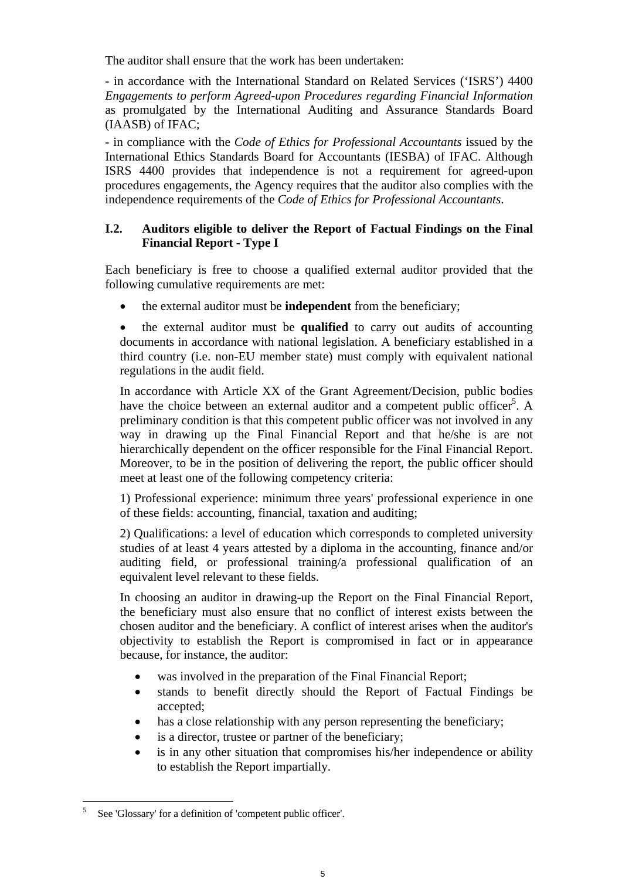The auditor shall ensure that the work has been undertaken:

- in accordance with the International Standard on Related Services ('ISRS') 4400 *Engagements to perform Agreed-upon Procedures regarding Financial Information* as promulgated by the International Auditing and Assurance Standards Board (IAASB) of IFAC;

- in compliance with the *Code of Ethics for Professional Accountants* issued by the International Ethics Standards Board for Accountants (IESBA) of IFAC. Although ISRS 4400 provides that independence is not a requirement for agreed-upon procedures engagements, the Agency requires that the auditor also complies with the independence requirements of the *Code of Ethics for Professional Accountants*.

### I.2. Auditors eligible to deliver the Report of Factual Findings on the Final Financial Report - Type I

Each beneficiary is free to choose a qualified external auditor provided that the following cumulative requirements are met:

- the external auditor must be **independent** from the beneficiary;
- the external auditor must be **qualified** to carry out audits of accounting documents in accordance with national legislation. A beneficiary established in a third country (i.e. non-EU member state) must comply with equivalent national regulations in the audit field.

  In accordance with Article XX of the Grant Agreement/Decision, public bodies have the choice between an external auditor and a competent public officer[5]. A preliminary condition is that this competent public officer was not involved in any way in drawing up the Final Financial Report and that he/she is are not hierarchically dependent on the officer responsible for the Final Financial Report. Moreover, to be in the position of delivering the report, the public officer should meet at least one of the following competency criteria:

  1) Professional experience: minimum three years' professional experience in one of these fields: accounting, financial, taxation and auditing;

  2) Qualifications: a level of education which corresponds to completed university studies of at least 4 years attested by a diploma in the accounting, finance and/or auditing field, or professional training/a professional qualification of an equivalent level relevant to these fields.

  In choosing an auditor in drawing-up the Report on the Final Financial Report, the beneficiary must also ensure that no conflict of interest exists between the chosen auditor and the beneficiary. A conflict of interest arises when the auditor's objectivity to establish the Report is compromised in fact or in appearance because, for instance, the auditor:

  - was involved in the preparation of the Final Financial Report;
  - stands to benefit directly should the Report of Factual Findings be accepted;
  - has a close relationship with any person representing the beneficiary;
  - is a director, trustee or partner of the beneficiary;
  - is in any other situation that compromises his/her independence or ability to establish the Report impartially.

[5] See 'Glossary' for a definition of 'competent public officer'.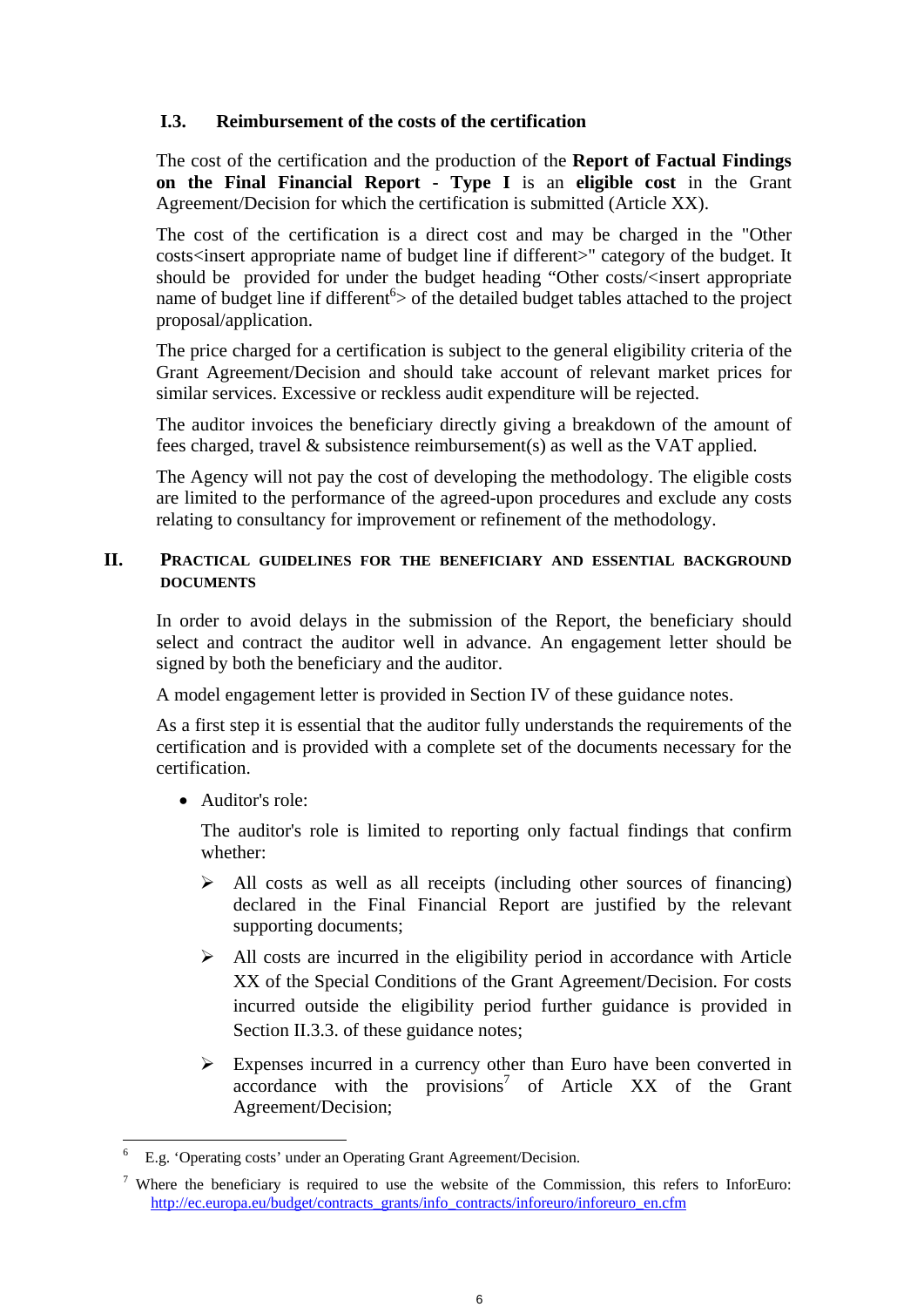### I.3. Reimbursement of the costs of the certification

The cost of the certification and the production of the **Report of Factual Findings on the Final Financial Report - Type I** is an **eligible cost** in the Grant Agreement/Decision for which the certification is submitted (Article XX).

The cost of the certification is a direct cost and may be charged in the "Other costs<insert appropriate name of budget line if different>" category of the budget. It should be provided for under the budget heading "Other costs/<insert appropriate name of budget line if different[6]> of the detailed budget tables attached to the project proposal/application.

The price charged for a certification is subject to the general eligibility criteria of the Grant Agreement/Decision and should take account of relevant market prices for similar services. Excessive or reckless audit expenditure will be rejected.

The auditor invoices the beneficiary directly giving a breakdown of the amount of fees charged, travel & subsistence reimbursement(s) as well as the VAT applied.

The Agency will not pay the cost of developing the methodology. The eligible costs are limited to the performance of the agreed-upon procedures and exclude any costs relating to consultancy for improvement or refinement of the methodology.

## II. Practical guidelines for the beneficiary and essential background documents

In order to avoid delays in the submission of the Report, the beneficiary should select and contract the auditor well in advance. An engagement letter should be signed by both the beneficiary and the auditor.

A model engagement letter is provided in Section IV of these guidance notes.

As a first step it is essential that the auditor fully understands the requirements of the certification and is provided with a complete set of the documents necessary for the certification.

- Auditor's role:

  The auditor's role is limited to reporting only factual findings that confirm whether:

  - All costs as well as all receipts (including other sources of financing) declared in the Final Financial Report are justified by the relevant supporting documents;
  - All costs are incurred in the eligibility period in accordance with Article XX of the Special Conditions of the Grant Agreement/Decision. For costs incurred outside the eligibility period further guidance is provided in Section II.3.3. of these guidance notes;
  - Expenses incurred in a currency other than Euro have been converted in accordance with the provisions[7] of Article XX of the Grant Agreement/Decision;

---

[6] E.g. 'Operating costs' under an Operating Grant Agreement/Decision.

[7] Where the beneficiary is required to use the website of the Commission, this refers to InforEuro: http://ec.europa.eu/budget/contracts_grants/info_contracts/inforeuro/inforeuro_en.cfm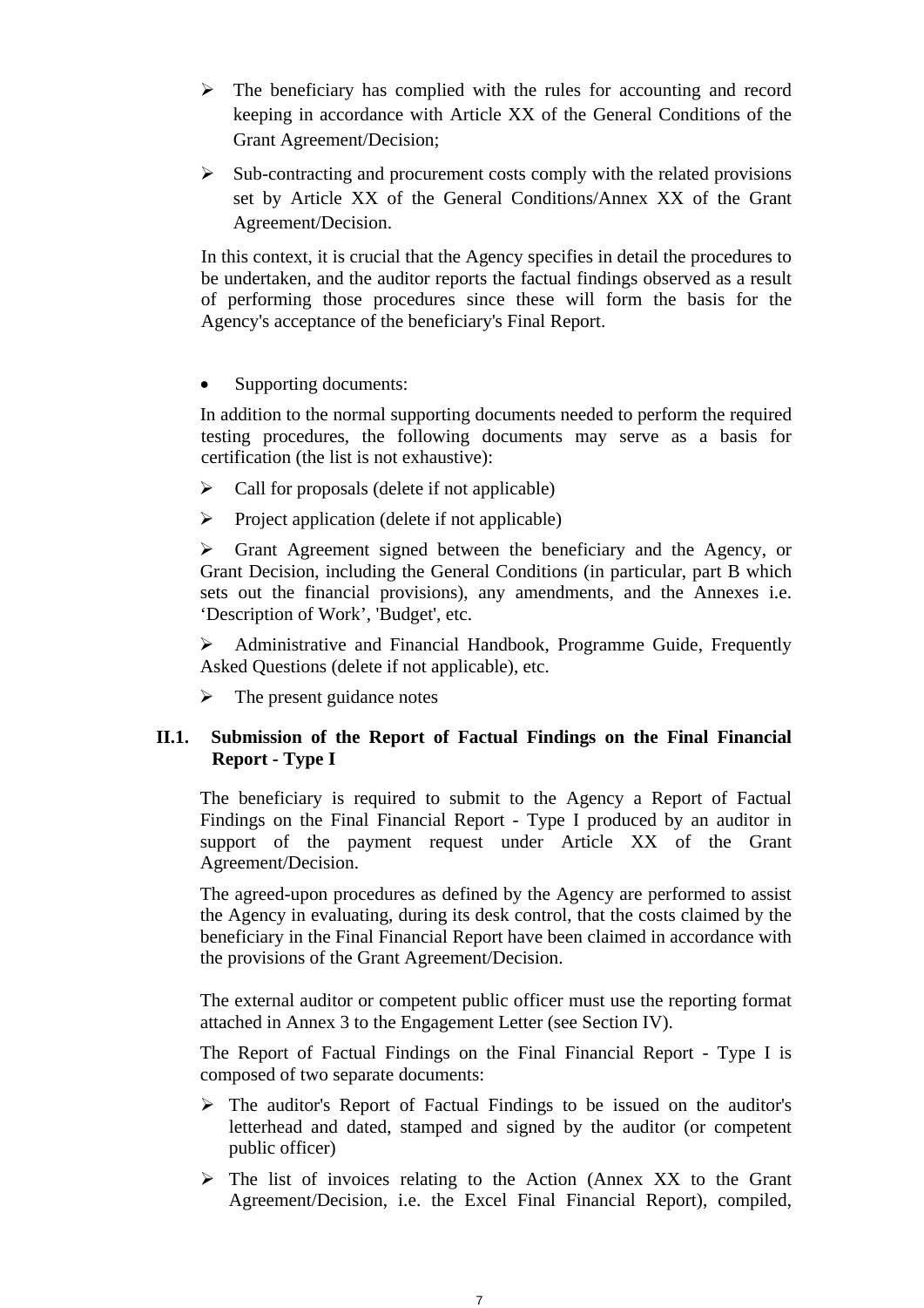- The beneficiary has complied with the rules for accounting and record keeping in accordance with Article XX of the General Conditions of the Grant Agreement/Decision;
- Sub-contracting and procurement costs comply with the related provisions set by Article XX of the General Conditions/Annex XX of the Grant Agreement/Decision.

In this context, it is crucial that the Agency specifies in detail the procedures to be undertaken, and the auditor reports the factual findings observed as a result of performing those procedures since these will form the basis for the Agency's acceptance of the beneficiary's Final Report.

- Supporting documents:

In addition to the normal supporting documents needed to perform the required testing procedures, the following documents may serve as a basis for certification (the list is not exhaustive):

- Call for proposals (delete if not applicable)
- Project application (delete if not applicable)
- Grant Agreement signed between the beneficiary and the Agency, or Grant Decision, including the General Conditions (in particular, part B which sets out the financial provisions), any amendments, and the Annexes i.e. 'Description of Work', 'Budget', etc.
- Administrative and Financial Handbook, Programme Guide, Frequently Asked Questions (delete if not applicable), etc.
- The present guidance notes

### II.1. Submission of the Report of Factual Findings on the Final Financial Report - Type I

The beneficiary is required to submit to the Agency a Report of Factual Findings on the Final Financial Report - Type I produced by an auditor in support of the payment request under Article XX of the Grant Agreement/Decision.

The agreed-upon procedures as defined by the Agency are performed to assist the Agency in evaluating, during its desk control, that the costs claimed by the beneficiary in the Final Financial Report have been claimed in accordance with the provisions of the Grant Agreement/Decision.

The external auditor or competent public officer must use the reporting format attached in Annex 3 to the Engagement Letter (see Section IV).

The Report of Factual Findings on the Final Financial Report - Type I is composed of two separate documents:

- The auditor's Report of Factual Findings to be issued on the auditor's letterhead and dated, stamped and signed by the auditor (or competent public officer)
- The list of invoices relating to the Action (Annex XX to the Grant Agreement/Decision, i.e. the Excel Final Financial Report), compiled,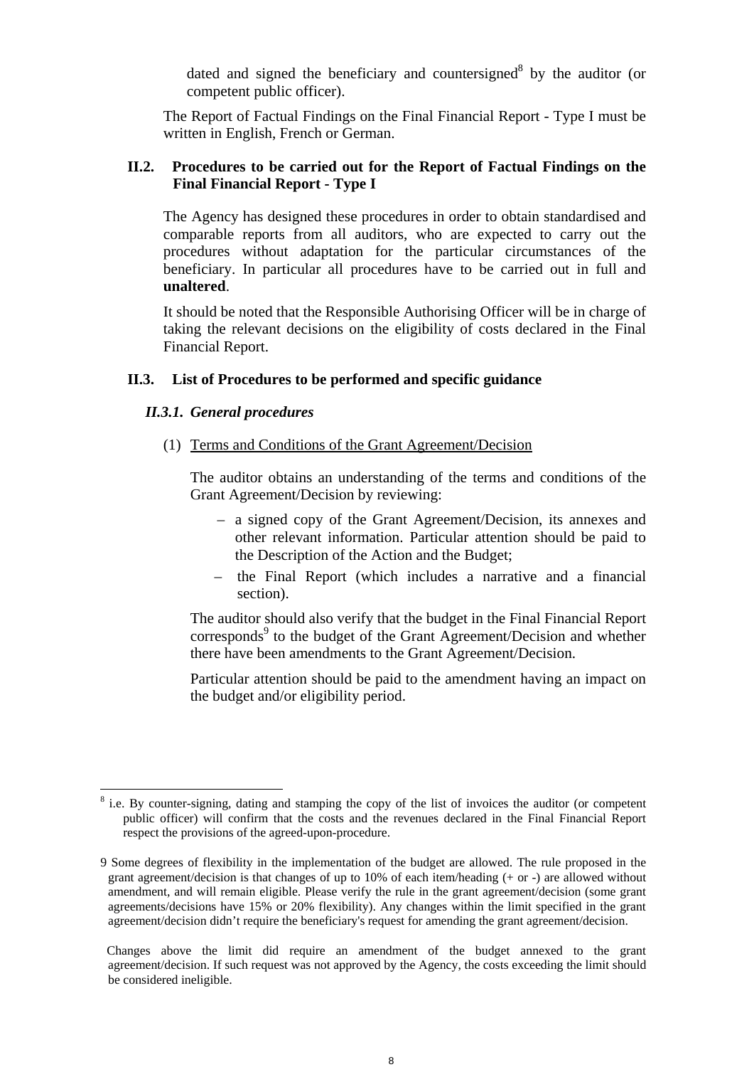dated and signed the beneficiary and countersigned[8] by the auditor (or competent public officer).

The Report of Factual Findings on the Final Financial Report - Type I must be written in English, French or German.

### II.2. Procedures to be carried out for the Report of Factual Findings on the Final Financial Report - Type I

The Agency has designed these procedures in order to obtain standardised and comparable reports from all auditors, who are expected to carry out the procedures without adaptation for the particular circumstances of the beneficiary. In particular all procedures have to be carried out in full and **unaltered**.

It should be noted that the Responsible Authorising Officer will be in charge of taking the relevant decisions on the eligibility of costs declared in the Final Financial Report.

### II.3. List of Procedures to be performed and specific guidance

#### *II.3.1. General procedures*

(1) Terms and Conditions of the Grant Agreement/Decision

The auditor obtains an understanding of the terms and conditions of the Grant Agreement/Decision by reviewing:

- a signed copy of the Grant Agreement/Decision, its annexes and other relevant information. Particular attention should be paid to the Description of the Action and the Budget;
- the Final Report (which includes a narrative and a financial section).

The auditor should also verify that the budget in the Final Financial Report corresponds[9] to the budget of the Grant Agreement/Decision and whether there have been amendments to the Grant Agreement/Decision.

Particular attention should be paid to the amendment having an impact on the budget and/or eligibility period.

---

[8] i.e. By counter-signing, dating and stamping the copy of the list of invoices the auditor (or competent public officer) will confirm that the costs and the revenues declared in the Final Financial Report respect the provisions of the agreed-upon-procedure.

[9] Some degrees of flexibility in the implementation of the budget are allowed. The rule proposed in the grant agreement/decision is that changes of up to 10% of each item/heading (+ or -) are allowed without amendment, and will remain eligible. Please verify the rule in the grant agreement/decision (some grant agreements/decisions have 15% or 20% flexibility). Any changes within the limit specified in the grant agreement/decision didn't require the beneficiary's request for amending the grant agreement/decision.

Changes above the limit did require an amendment of the budget annexed to the grant agreement/decision. If such request was not approved by the Agency, the costs exceeding the limit should be considered ineligible.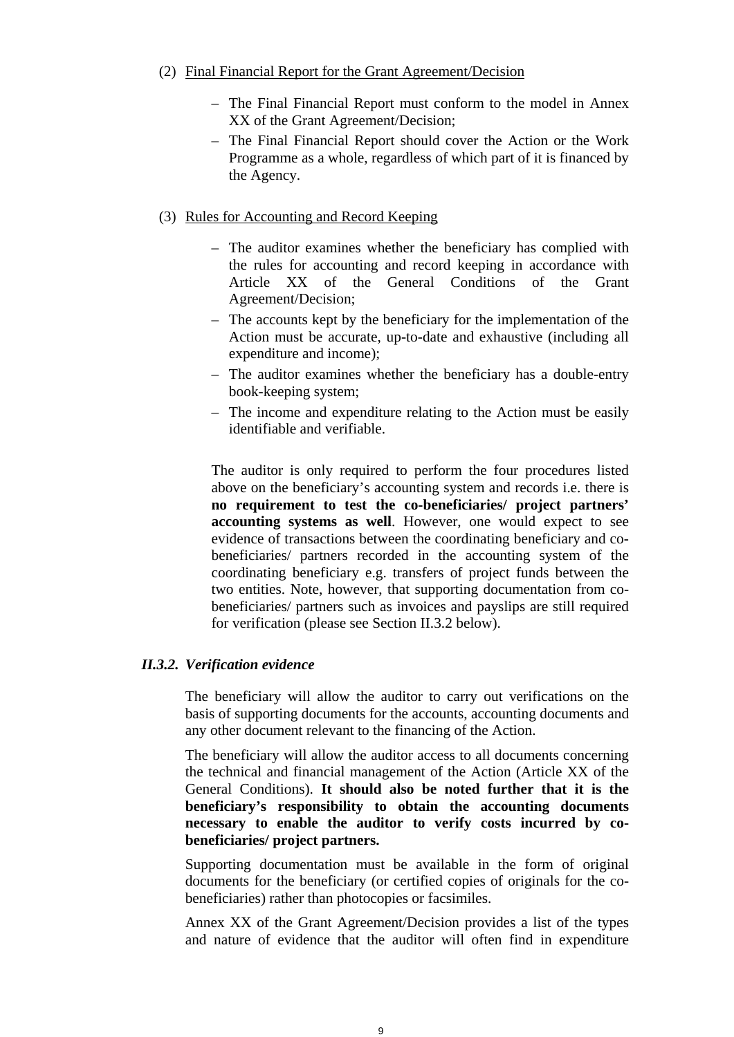(2) Final Financial Report for the Grant Agreement/Decision

- The Final Financial Report must conform to the model in Annex XX of the Grant Agreement/Decision;
- The Final Financial Report should cover the Action or the Work Programme as a whole, regardless of which part of it is financed by the Agency.

(3) Rules for Accounting and Record Keeping

- The auditor examines whether the beneficiary has complied with the rules for accounting and record keeping in accordance with Article XX of the General Conditions of the Grant Agreement/Decision;
- The accounts kept by the beneficiary for the implementation of the Action must be accurate, up-to-date and exhaustive (including all expenditure and income);
- The auditor examines whether the beneficiary has a double-entry book-keeping system;
- The income and expenditure relating to the Action must be easily identifiable and verifiable.

The auditor is only required to perform the four procedures listed above on the beneficiary's accounting system and records i.e. there is **no requirement to test the co-beneficiaries/ project partners' accounting systems as well**. However, one would expect to see evidence of transactions between the coordinating beneficiary and co-beneficiaries/ partners recorded in the accounting system of the coordinating beneficiary e.g. transfers of project funds between the two entities. Note, however, that supporting documentation from co-beneficiaries/ partners such as invoices and payslips are still required for verification (please see Section II.3.2 below).

### *II.3.2. Verification evidence*

The beneficiary will allow the auditor to carry out verifications on the basis of supporting documents for the accounts, accounting documents and any other document relevant to the financing of the Action.

The beneficiary will allow the auditor access to all documents concerning the technical and financial management of the Action (Article XX of the General Conditions). **It should also be noted further that it is the beneficiary's responsibility to obtain the accounting documents necessary to enable the auditor to verify costs incurred by co-beneficiaries/ project partners.**

Supporting documentation must be available in the form of original documents for the beneficiary (or certified copies of originals for the co-beneficiaries) rather than photocopies or facsimiles.

Annex XX of the Grant Agreement/Decision provides a list of the types and nature of evidence that the auditor will often find in expenditure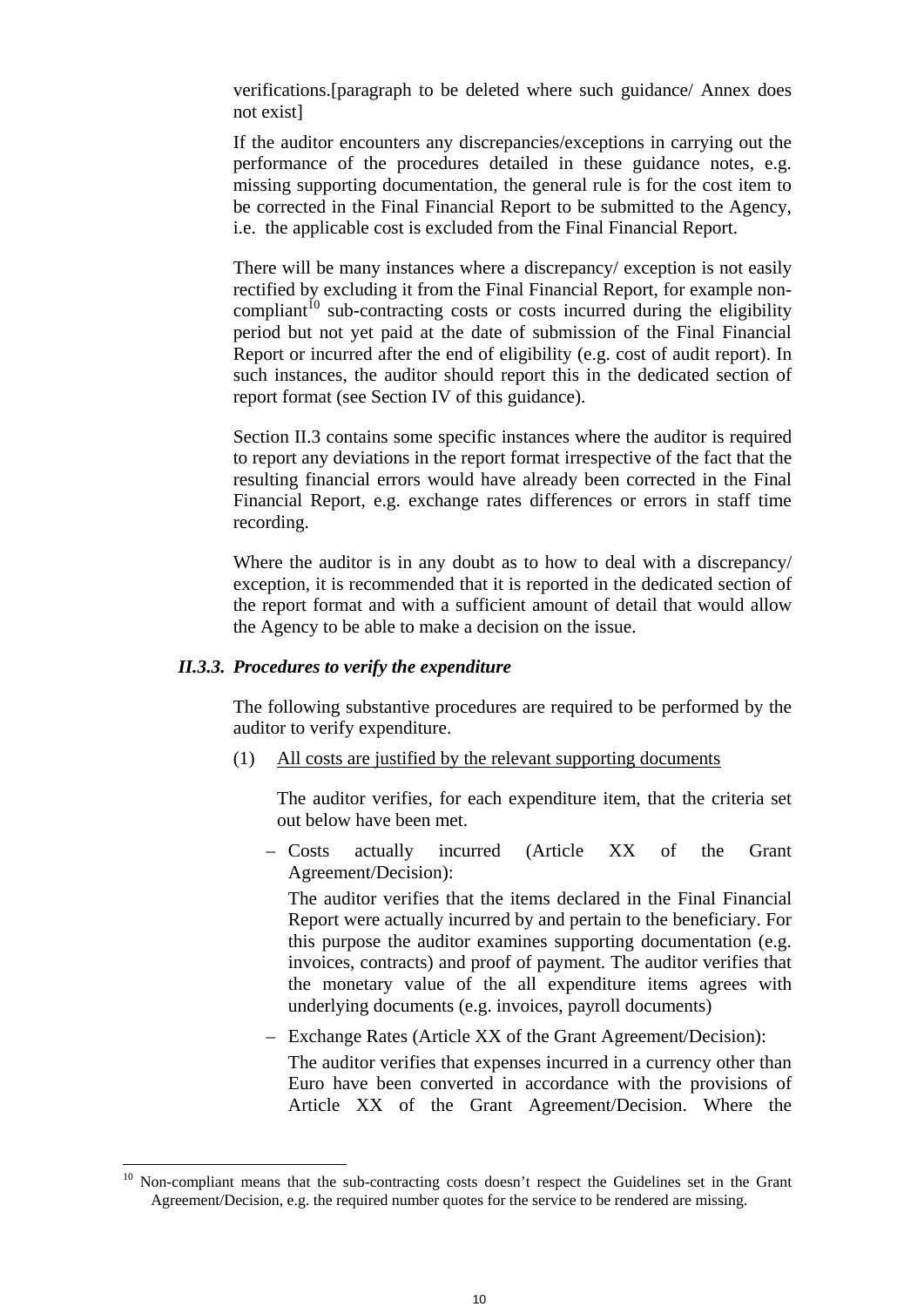verifications.[paragraph to be deleted where such guidance/ Annex does not exist]

If the auditor encounters any discrepancies/exceptions in carrying out the performance of the procedures detailed in these guidance notes, e.g. missing supporting documentation, the general rule is for the cost item to be corrected in the Final Financial Report to be submitted to the Agency, i.e. the applicable cost is excluded from the Final Financial Report.

There will be many instances where a discrepancy/ exception is not easily rectified by excluding it from the Final Financial Report, for example non-compliant[10] sub-contracting costs or costs incurred during the eligibility period but not yet paid at the date of submission of the Final Financial Report or incurred after the end of eligibility (e.g. cost of audit report). In such instances, the auditor should report this in the dedicated section of report format (see Section IV of this guidance).

Section II.3 contains some specific instances where the auditor is required to report any deviations in the report format irrespective of the fact that the resulting financial errors would have already been corrected in the Final Financial Report, e.g. exchange rates differences or errors in staff time recording.

Where the auditor is in any doubt as to how to deal with a discrepancy/ exception, it is recommended that it is reported in the dedicated section of the report format and with a sufficient amount of detail that would allow the Agency to be able to make a decision on the issue.

#### *II.3.3. Procedures to verify the expenditure*

The following substantive procedures are required to be performed by the auditor to verify expenditure.

(1) All costs are justified by the relevant supporting documents

The auditor verifies, for each expenditure item, that the criteria set out below have been met.

– Costs actually incurred (Article XX of the Grant Agreement/Decision):

The auditor verifies that the items declared in the Final Financial Report were actually incurred by and pertain to the beneficiary. For this purpose the auditor examines supporting documentation (e.g. invoices, contracts) and proof of payment. The auditor verifies that the monetary value of the all expenditure items agrees with underlying documents (e.g. invoices, payroll documents)

– Exchange Rates (Article XX of the Grant Agreement/Decision):

The auditor verifies that expenses incurred in a currency other than Euro have been converted in accordance with the provisions of Article XX of the Grant Agreement/Decision. Where the

---

[10] Non-compliant means that the sub-contracting costs doesn't respect the Guidelines set in the Grant Agreement/Decision, e.g. the required number quotes for the service to be rendered are missing.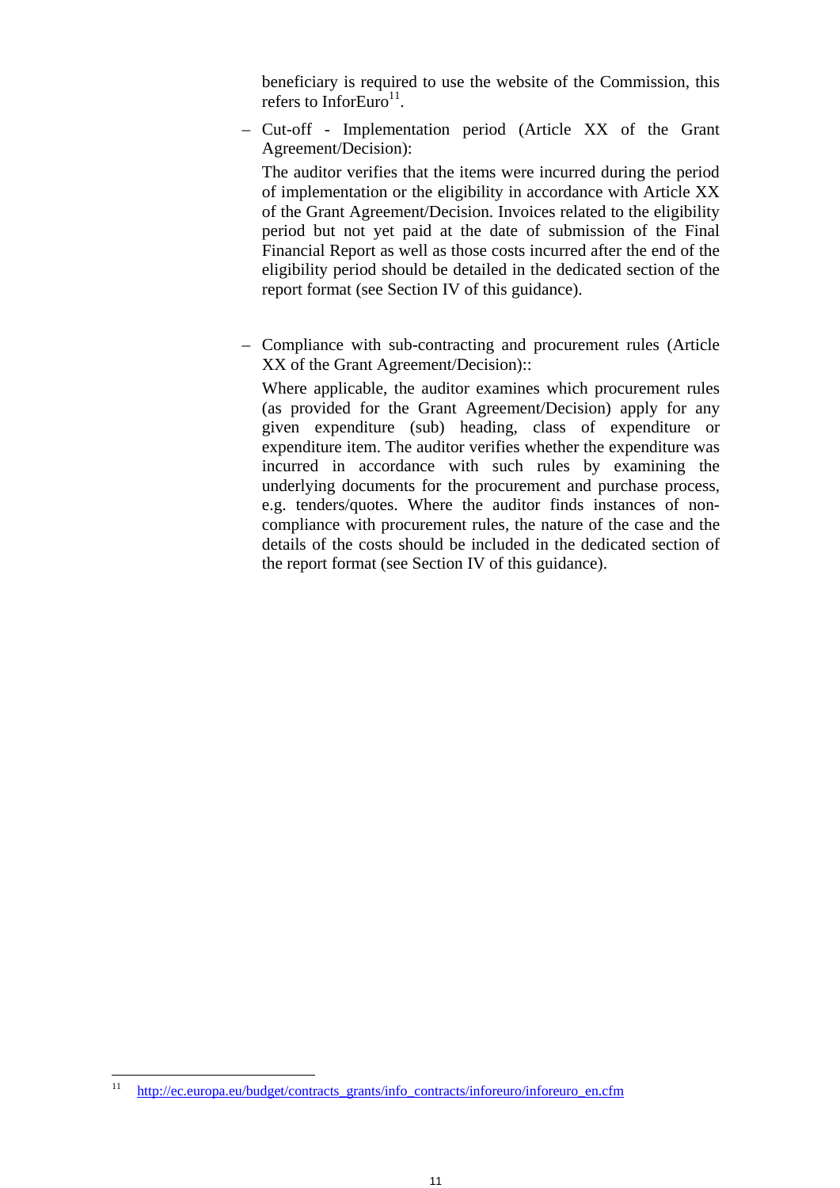beneficiary is required to use the website of the Commission, this refers to InforEuro[11].

- Cut-off - Implementation period (Article XX of the Grant Agreement/Decision):

  The auditor verifies that the items were incurred during the period of implementation or the eligibility in accordance with Article XX of the Grant Agreement/Decision. Invoices related to the eligibility period but not yet paid at the date of submission of the Final Financial Report as well as those costs incurred after the end of the eligibility period should be detailed in the dedicated section of the report format (see Section IV of this guidance).

- Compliance with sub-contracting and procurement rules (Article XX of the Grant Agreement/Decision)::

  Where applicable, the auditor examines which procurement rules (as provided for the Grant Agreement/Decision) apply for any given expenditure (sub) heading, class of expenditure or expenditure item. The auditor verifies whether the expenditure was incurred in accordance with such rules by examining the underlying documents for the procurement and purchase process, e.g. tenders/quotes. Where the auditor finds instances of non-compliance with procurement rules, the nature of the case and the details of the costs should be included in the dedicated section of the report format (see Section IV of this guidance).

---

[11] http://ec.europa.eu/budget/contracts_grants/info_contracts/inforeuro/inforeuro_en.cfm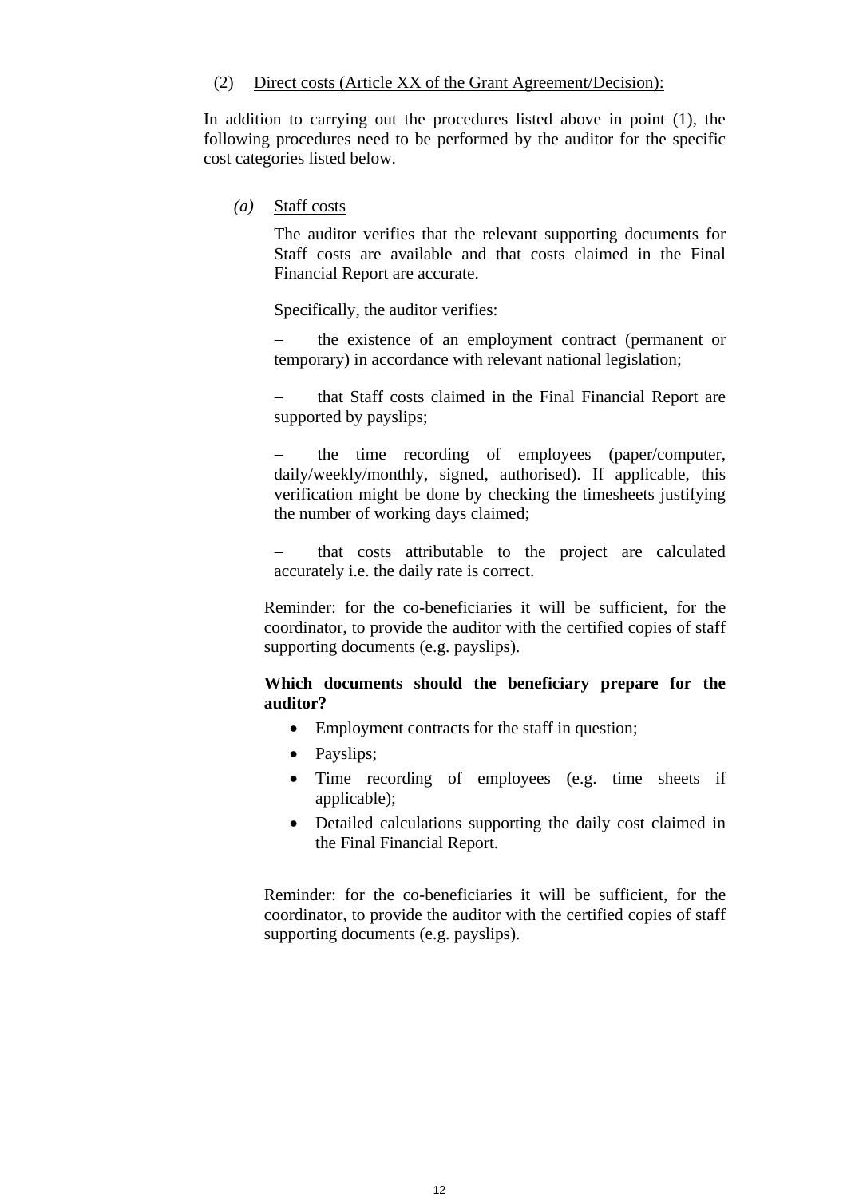(2) Direct costs (Article XX of the Grant Agreement/Decision):

In addition to carrying out the procedures listed above in point (1), the following procedures need to be performed by the auditor for the specific cost categories listed below.

*(a)* Staff costs

The auditor verifies that the relevant supporting documents for Staff costs are available and that costs claimed in the Final Financial Report are accurate.

Specifically, the auditor verifies:

– the existence of an employment contract (permanent or temporary) in accordance with relevant national legislation;

– that Staff costs claimed in the Final Financial Report are supported by payslips;

– the time recording of employees (paper/computer, daily/weekly/monthly, signed, authorised). If applicable, this verification might be done by checking the timesheets justifying the number of working days claimed;

– that costs attributable to the project are calculated accurately i.e. the daily rate is correct.

Reminder: for the co-beneficiaries it will be sufficient, for the coordinator, to provide the auditor with the certified copies of staff supporting documents (e.g. payslips).

**Which documents should the beneficiary prepare for the auditor?**

- Employment contracts for the staff in question;
- Payslips;
- Time recording of employees (e.g. time sheets if applicable);
- Detailed calculations supporting the daily cost claimed in the Final Financial Report.

Reminder: for the co-beneficiaries it will be sufficient, for the coordinator, to provide the auditor with the certified copies of staff supporting documents (e.g. payslips).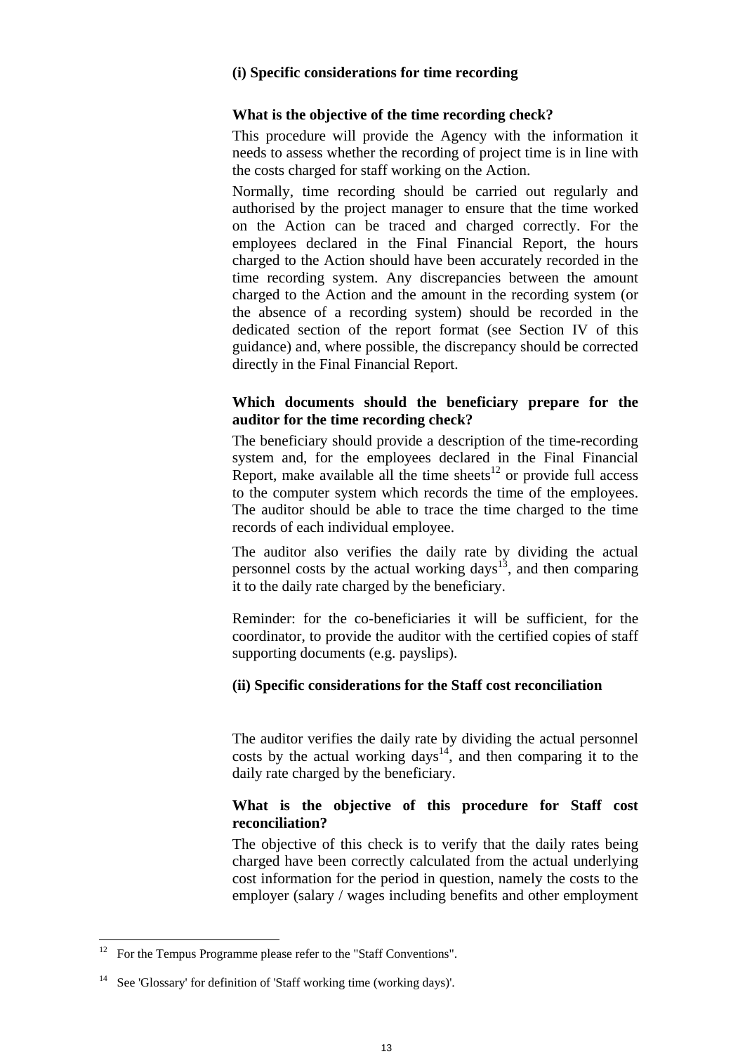**(i) Specific considerations for time recording**

**What is the objective of the time recording check?**

This procedure will provide the Agency with the information it needs to assess whether the recording of project time is in line with the costs charged for staff working on the Action.

Normally, time recording should be carried out regularly and authorised by the project manager to ensure that the time worked on the Action can be traced and charged correctly. For the employees declared in the Final Financial Report, the hours charged to the Action should have been accurately recorded in the time recording system. Any discrepancies between the amount charged to the Action and the amount in the recording system (or the absence of a recording system) should be recorded in the dedicated section of the report format (see Section IV of this guidance) and, where possible, the discrepancy should be corrected directly in the Final Financial Report.

**Which documents should the beneficiary prepare for the auditor for the time recording check?**

The beneficiary should provide a description of the time-recording system and, for the employees declared in the Final Financial Report, make available all the time sheets[12] or provide full access to the computer system which records the time of the employees. The auditor should be able to trace the time charged to the time records of each individual employee.

The auditor also verifies the daily rate by dividing the actual personnel costs by the actual working days[13], and then comparing it to the daily rate charged by the beneficiary.

Reminder: for the co-beneficiaries it will be sufficient, for the coordinator, to provide the auditor with the certified copies of staff supporting documents (e.g. payslips).

**(ii) Specific considerations for the Staff cost reconciliation**

The auditor verifies the daily rate by dividing the actual personnel costs by the actual working days[14], and then comparing it to the daily rate charged by the beneficiary.

**What is the objective of this procedure for Staff cost reconciliation?**

The objective of this check is to verify that the daily rates being charged have been correctly calculated from the actual underlying cost information for the period in question, namely the costs to the employer (salary / wages including benefits and other employment

---

[12] For the Tempus Programme please refer to the "Staff Conventions".

[14] See 'Glossary' for definition of 'Staff working time (working days)'.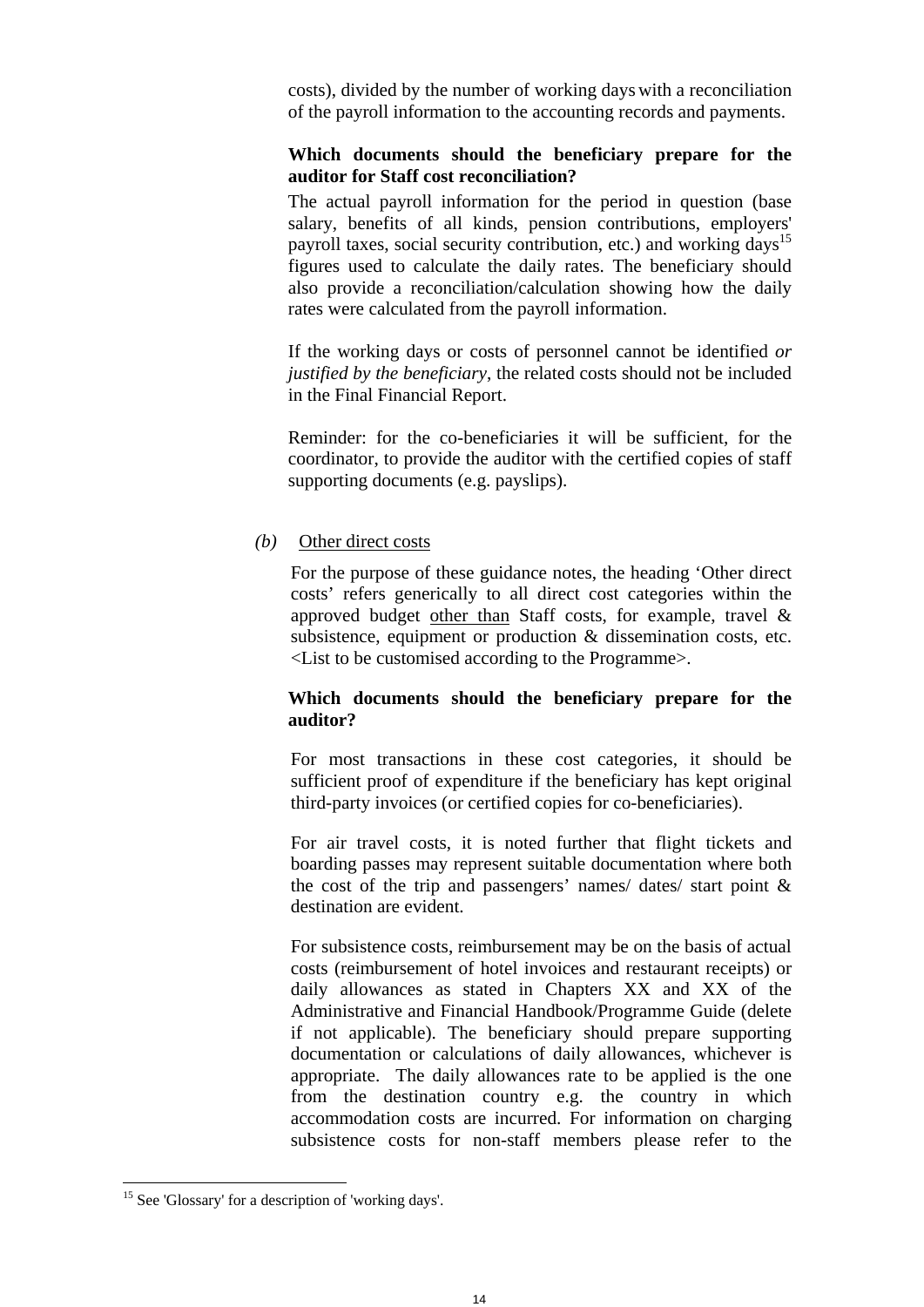costs), divided by the number of working days with a reconciliation of the payroll information to the accounting records and payments.

**Which documents should the beneficiary prepare for the auditor for Staff cost reconciliation?**

The actual payroll information for the period in question (base salary, benefits of all kinds, pension contributions, employers' payroll taxes, social security contribution, etc.) and working days[15] figures used to calculate the daily rates. The beneficiary should also provide a reconciliation/calculation showing how the daily rates were calculated from the payroll information.

If the working days or costs of personnel cannot be identified *or justified by the beneficiary*, the related costs should not be included in the Final Financial Report.

Reminder: for the co-beneficiaries it will be sufficient, for the coordinator, to provide the auditor with the certified copies of staff supporting documents (e.g. payslips).

*(b)* Other direct costs

For the purpose of these guidance notes, the heading 'Other direct costs' refers generically to all direct cost categories within the approved budget other than Staff costs, for example, travel & subsistence, equipment or production & dissemination costs, etc. <List to be customised according to the Programme>.

**Which documents should the beneficiary prepare for the auditor?**

For most transactions in these cost categories, it should be sufficient proof of expenditure if the beneficiary has kept original third-party invoices (or certified copies for co-beneficiaries).

For air travel costs, it is noted further that flight tickets and boarding passes may represent suitable documentation where both the cost of the trip and passengers' names/ dates/ start point & destination are evident.

For subsistence costs, reimbursement may be on the basis of actual costs (reimbursement of hotel invoices and restaurant receipts) or daily allowances as stated in Chapters XX and XX of the Administrative and Financial Handbook/Programme Guide (delete if not applicable). The beneficiary should prepare supporting documentation or calculations of daily allowances, whichever is appropriate. The daily allowances rate to be applied is the one from the destination country e.g. the country in which accommodation costs are incurred. For information on charging subsistence costs for non-staff members please refer to the

[15] See 'Glossary' for a description of 'working days'.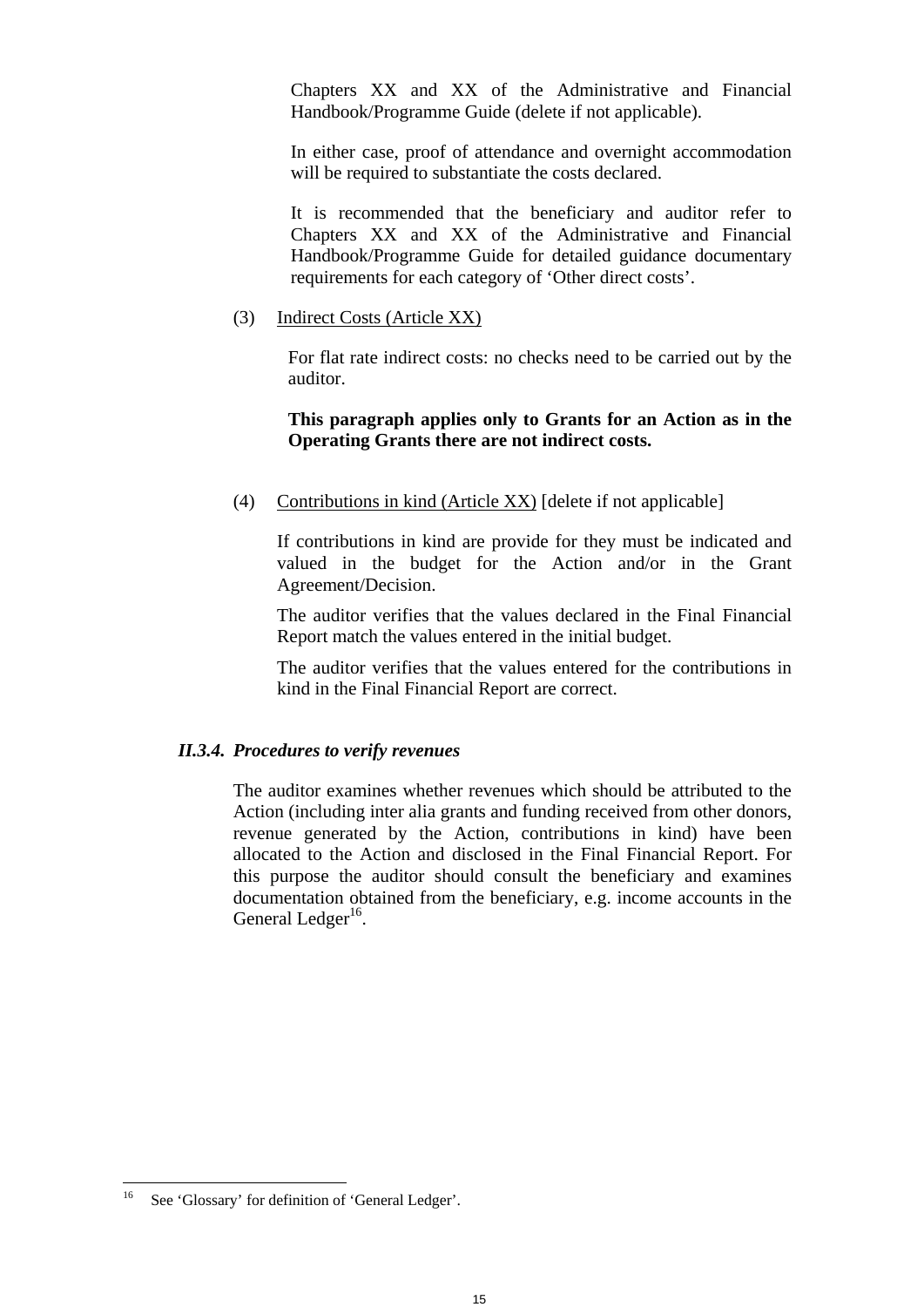Chapters XX and XX of the Administrative and Financial Handbook/Programme Guide (delete if not applicable).

In either case, proof of attendance and overnight accommodation will be required to substantiate the costs declared.

It is recommended that the beneficiary and auditor refer to Chapters XX and XX of the Administrative and Financial Handbook/Programme Guide for detailed guidance documentary requirements for each category of 'Other direct costs'.

(3) Indirect Costs (Article XX)

For flat rate indirect costs: no checks need to be carried out by the auditor.

**This paragraph applies only to Grants for an Action as in the Operating Grants there are not indirect costs.**

(4) Contributions in kind (Article XX) [delete if not applicable]

If contributions in kind are provide for they must be indicated and valued in the budget for the Action and/or in the Grant Agreement/Decision.

The auditor verifies that the values declared in the Final Financial Report match the values entered in the initial budget.

The auditor verifies that the values entered for the contributions in kind in the Final Financial Report are correct.

### *II.3.4. Procedures to verify revenues*

The auditor examines whether revenues which should be attributed to the Action (including inter alia grants and funding received from other donors, revenue generated by the Action, contributions in kind) have been allocated to the Action and disclosed in the Final Financial Report. For this purpose the auditor should consult the beneficiary and examines documentation obtained from the beneficiary, e.g. income accounts in the General Ledger[16].

---

[16] See 'Glossary' for definition of 'General Ledger'.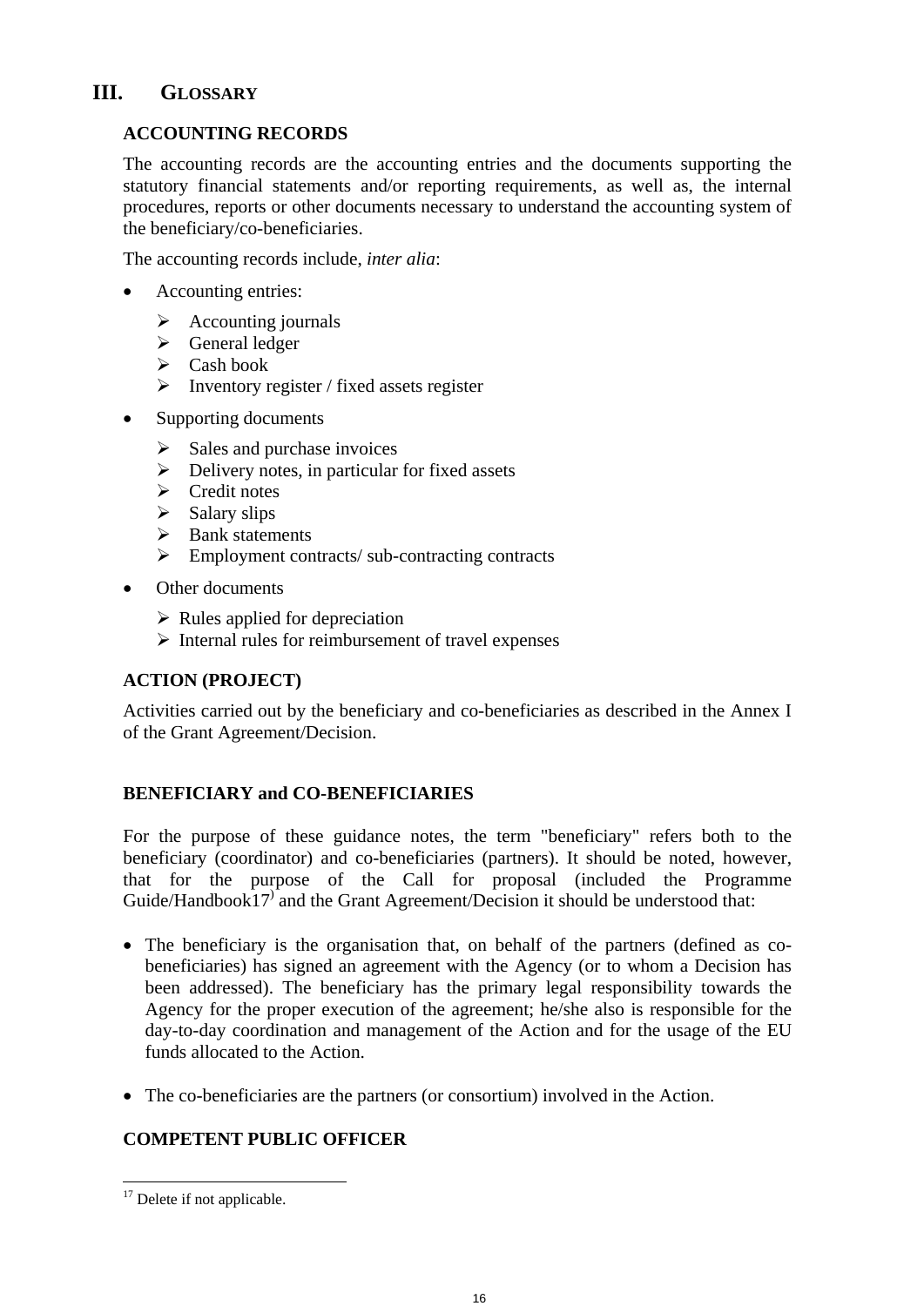## III. GLOSSARY

### ACCOUNTING RECORDS

The accounting records are the accounting entries and the documents supporting the statutory financial statements and/or reporting requirements, as well as, the internal procedures, reports or other documents necessary to understand the accounting system of the beneficiary/co-beneficiaries.

The accounting records include, *inter alia*:

- Accounting entries:
  - Accounting journals
  - General ledger
  - Cash book
  - Inventory register / fixed assets register
- Supporting documents
  - Sales and purchase invoices
  - Delivery notes, in particular for fixed assets
  - Credit notes
  - Salary slips
  - Bank statements
  - Employment contracts/ sub-contracting contracts
- Other documents
  - Rules applied for depreciation
  - Internal rules for reimbursement of travel expenses

### ACTION (PROJECT)

Activities carried out by the beneficiary and co-beneficiaries as described in the Annex I of the Grant Agreement/Decision.

### BENEFICIARY and CO-BENEFICIARIES

For the purpose of these guidance notes, the term "beneficiary" refers both to the beneficiary (coordinator) and co-beneficiaries (partners). It should be noted, however, that for the purpose of the Call for proposal (included the Programme Guide/Handbook[17]) and the Grant Agreement/Decision it should be understood that:

- The beneficiary is the organisation that, on behalf of the partners (defined as co-beneficiaries) has signed an agreement with the Agency (or to whom a Decision has been addressed). The beneficiary has the primary legal responsibility towards the Agency for the proper execution of the agreement; he/she also is responsible for the day-to-day coordination and management of the Action and for the usage of the EU funds allocated to the Action.
- The co-beneficiaries are the partners (or consortium) involved in the Action.

### COMPETENT PUBLIC OFFICER

[17] Delete if not applicable.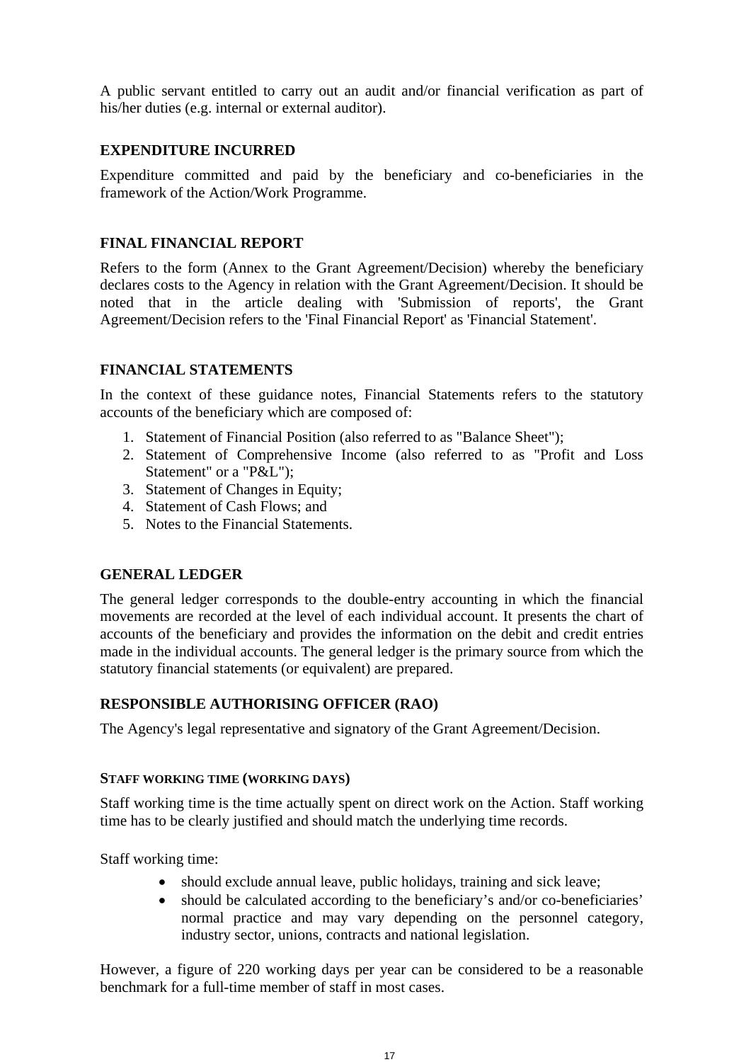A public servant entitled to carry out an audit and/or financial verification as part of his/her duties (e.g. internal or external auditor).

### EXPENDITURE INCURRED

Expenditure committed and paid by the beneficiary and co-beneficiaries in the framework of the Action/Work Programme.

### FINAL FINANCIAL REPORT

Refers to the form (Annex to the Grant Agreement/Decision) whereby the beneficiary declares costs to the Agency in relation with the Grant Agreement/Decision. It should be noted that in the article dealing with 'Submission of reports', the Grant Agreement/Decision refers to the 'Final Financial Report' as 'Financial Statement'.

### FINANCIAL STATEMENTS

In the context of these guidance notes, Financial Statements refers to the statutory accounts of the beneficiary which are composed of:

1. Statement of Financial Position (also referred to as "Balance Sheet");
2. Statement of Comprehensive Income (also referred to as "Profit and Loss Statement" or a "P&L");
3. Statement of Changes in Equity;
4. Statement of Cash Flows; and
5. Notes to the Financial Statements.

### GENERAL LEDGER

The general ledger corresponds to the double-entry accounting in which the financial movements are recorded at the level of each individual account. It presents the chart of accounts of the beneficiary and provides the information on the debit and credit entries made in the individual accounts. The general ledger is the primary source from which the statutory financial statements (or equivalent) are prepared.

### RESPONSIBLE AUTHORISING OFFICER (RAO)

The Agency's legal representative and signatory of the Grant Agreement/Decision.

### STAFF WORKING TIME (WORKING DAYS)

Staff working time is the time actually spent on direct work on the Action. Staff working time has to be clearly justified and should match the underlying time records.

Staff working time:

- should exclude annual leave, public holidays, training and sick leave;
- should be calculated according to the beneficiary's and/or co-beneficiaries' normal practice and may vary depending on the personnel category, industry sector, unions, contracts and national legislation.

However, a figure of 220 working days per year can be considered to be a reasonable benchmark for a full-time member of staff in most cases.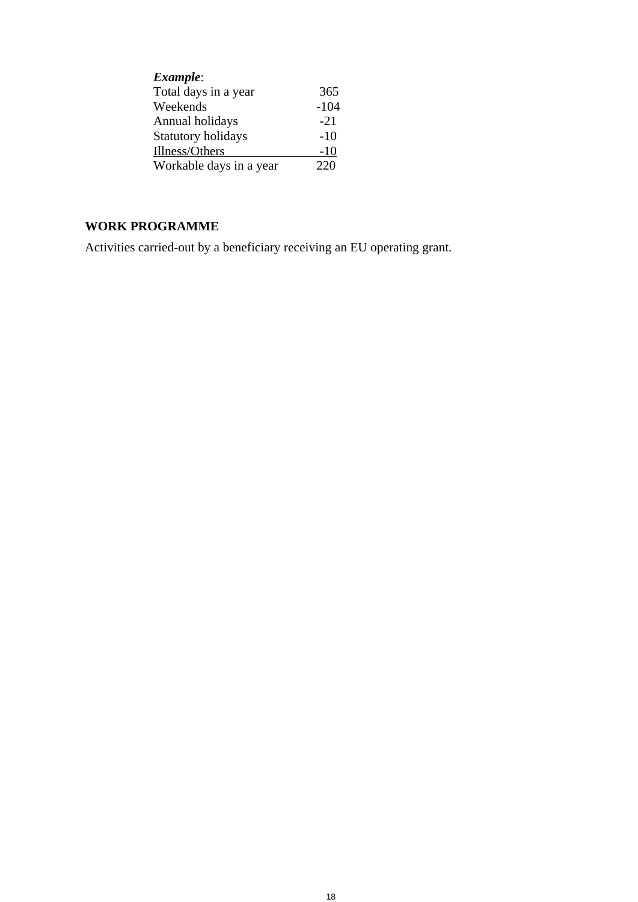***Example***:

| | |
|---|---|
| Total days in a year | 365 |
| Weekends | -104 |
| Annual holidays | -21 |
| Statutory holidays | -10 |
| Illness/Others | -10 |
| Workable days in a year | 220 |

**WORK PROGRAMME**

Activities carried-out by a beneficiary receiving an EU operating grant.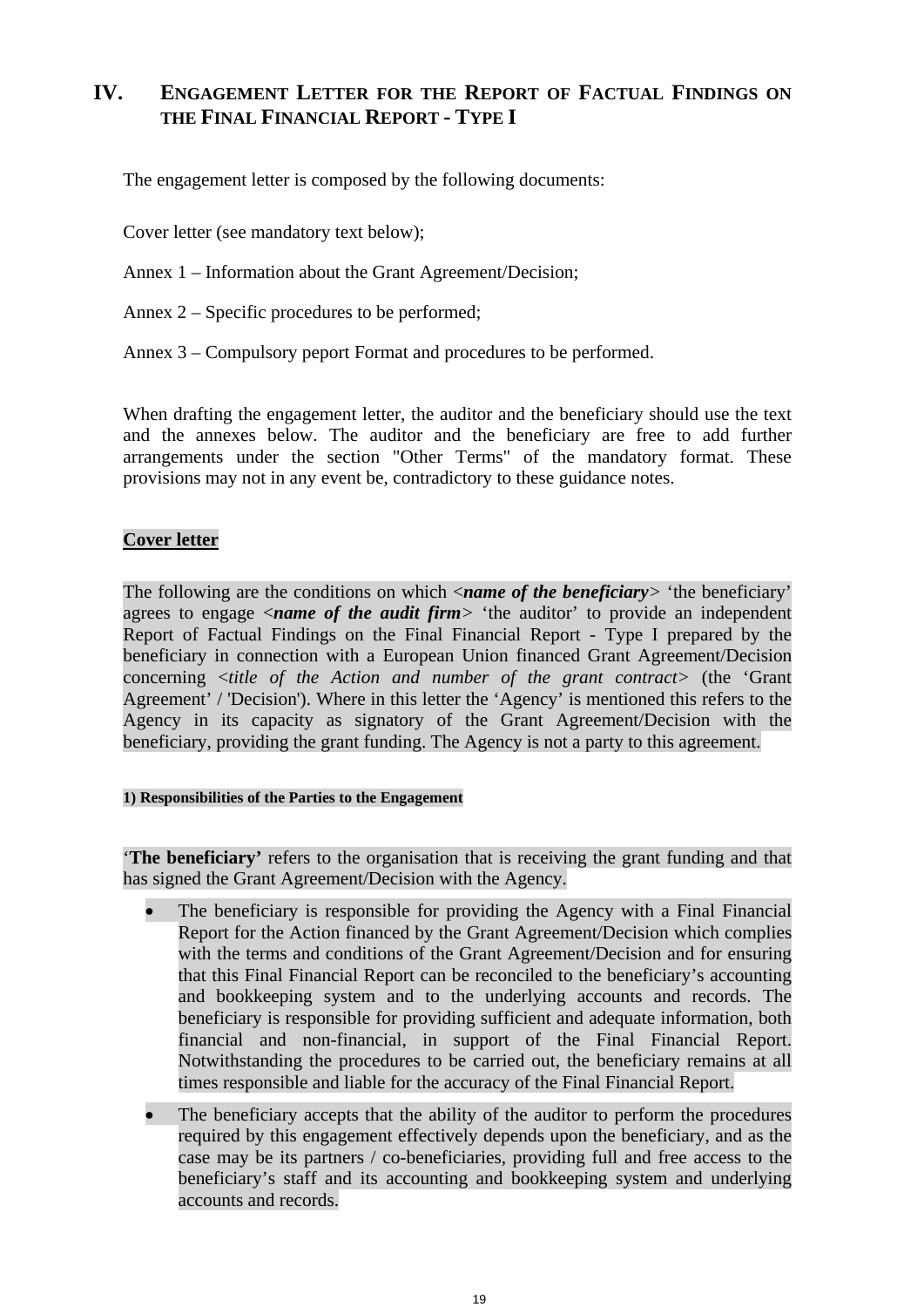# IV. ENGAGEMENT LETTER FOR THE REPORT OF FACTUAL FINDINGS ON THE FINAL FINANCIAL REPORT - TYPE I

The engagement letter is composed by the following documents:

Cover letter (see mandatory text below);

Annex 1 – Information about the Grant Agreement/Decision;

Annex 2 – Specific procedures to be performed;

Annex 3 – Compulsory peport Format and procedures to be performed.

When drafting the engagement letter, the auditor and the beneficiary should use the text and the annexes below. The auditor and the beneficiary are free to add further arrangements under the section "Other Terms" of the mandatory format. These provisions may not in any event be, contradictory to these guidance notes.

**Cover letter**

The following are the conditions on which <***name of the beneficiary***> 'the beneficiary' agrees to engage <***name of the audit firm***> 'the auditor' to provide an independent Report of Factual Findings on the Final Financial Report - Type I prepared by the beneficiary in connection with a European Union financed Grant Agreement/Decision concerning <*title of the Action and number of the grant contract*> (the 'Grant Agreement' / 'Decision'). Where in this letter the 'Agency' is mentioned this refers to the Agency in its capacity as signatory of the Grant Agreement/Decision with the beneficiary, providing the grant funding. The Agency is not a party to this agreement.

**1) Responsibilities of the Parties to the Engagement**

'**The beneficiary'** refers to the organisation that is receiving the grant funding and that has signed the Grant Agreement/Decision with the Agency.

- The beneficiary is responsible for providing the Agency with a Final Financial Report for the Action financed by the Grant Agreement/Decision which complies with the terms and conditions of the Grant Agreement/Decision and for ensuring that this Final Financial Report can be reconciled to the beneficiary's accounting and bookkeeping system and to the underlying accounts and records. The beneficiary is responsible for providing sufficient and adequate information, both financial and non-financial, in support of the Final Financial Report. Notwithstanding the procedures to be carried out, the beneficiary remains at all times responsible and liable for the accuracy of the Final Financial Report.
- The beneficiary accepts that the ability of the auditor to perform the procedures required by this engagement effectively depends upon the beneficiary, and as the case may be its partners / co-beneficiaries, providing full and free access to the beneficiary's staff and its accounting and bookkeeping system and underlying accounts and records.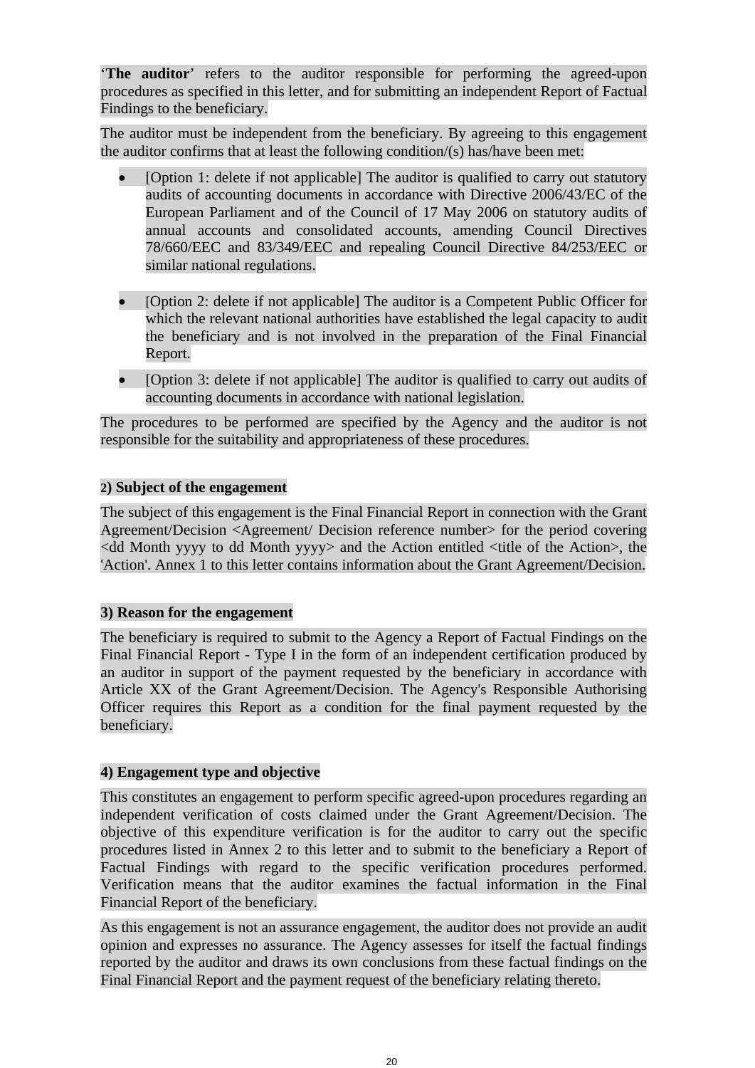'**The auditor**' refers to the auditor responsible for performing the agreed-upon procedures as specified in this letter, and for submitting an independent Report of Factual Findings to the beneficiary.

The auditor must be independent from the beneficiary. By agreeing to this engagement the auditor confirms that at least the following condition/(s) has/have been met:

- [Option 1: delete if not applicable] The auditor is qualified to carry out statutory audits of accounting documents in accordance with Directive 2006/43/EC of the European Parliament and of the Council of 17 May 2006 on statutory audits of annual accounts and consolidated accounts, amending Council Directives 78/660/EEC and 83/349/EEC and repealing Council Directive 84/253/EEC or similar national regulations.

- [Option 2: delete if not applicable] The auditor is a Competent Public Officer for which the relevant national authorities have established the legal capacity to audit the beneficiary and is not involved in the preparation of the Final Financial Report.

- [Option 3: delete if not applicable] The auditor is qualified to carry out audits of accounting documents in accordance with national legislation.

The procedures to be performed are specified by the Agency and the auditor is not responsible for the suitability and appropriateness of these procedures.

**2) Subject of the engagement**

The subject of this engagement is the Final Financial Report in connection with the Grant Agreement/Decision <Agreement/ Decision reference number> for the period covering <dd Month yyyy to dd Month yyyy> and the Action entitled <title of the Action>, the 'Action'. Annex 1 to this letter contains information about the Grant Agreement/Decision.

**3) Reason for the engagement**

The beneficiary is required to submit to the Agency a Report of Factual Findings on the Final Financial Report - Type I in the form of an independent certification produced by an auditor in support of the payment requested by the beneficiary in accordance with Article XX of the Grant Agreement/Decision. The Agency's Responsible Authorising Officer requires this Report as a condition for the final payment requested by the beneficiary.

**4) Engagement type and objective**

This constitutes an engagement to perform specific agreed-upon procedures regarding an independent verification of costs claimed under the Grant Agreement/Decision. The objective of this expenditure verification is for the auditor to carry out the specific procedures listed in Annex 2 to this letter and to submit to the beneficiary a Report of Factual Findings with regard to the specific verification procedures performed. Verification means that the auditor examines the factual information in the Final Financial Report of the beneficiary.

As this engagement is not an assurance engagement, the auditor does not provide an audit opinion and expresses no assurance. The Agency assesses for itself the factual findings reported by the auditor and draws its own conclusions from these factual findings on the Final Financial Report and the payment request of the beneficiary relating thereto.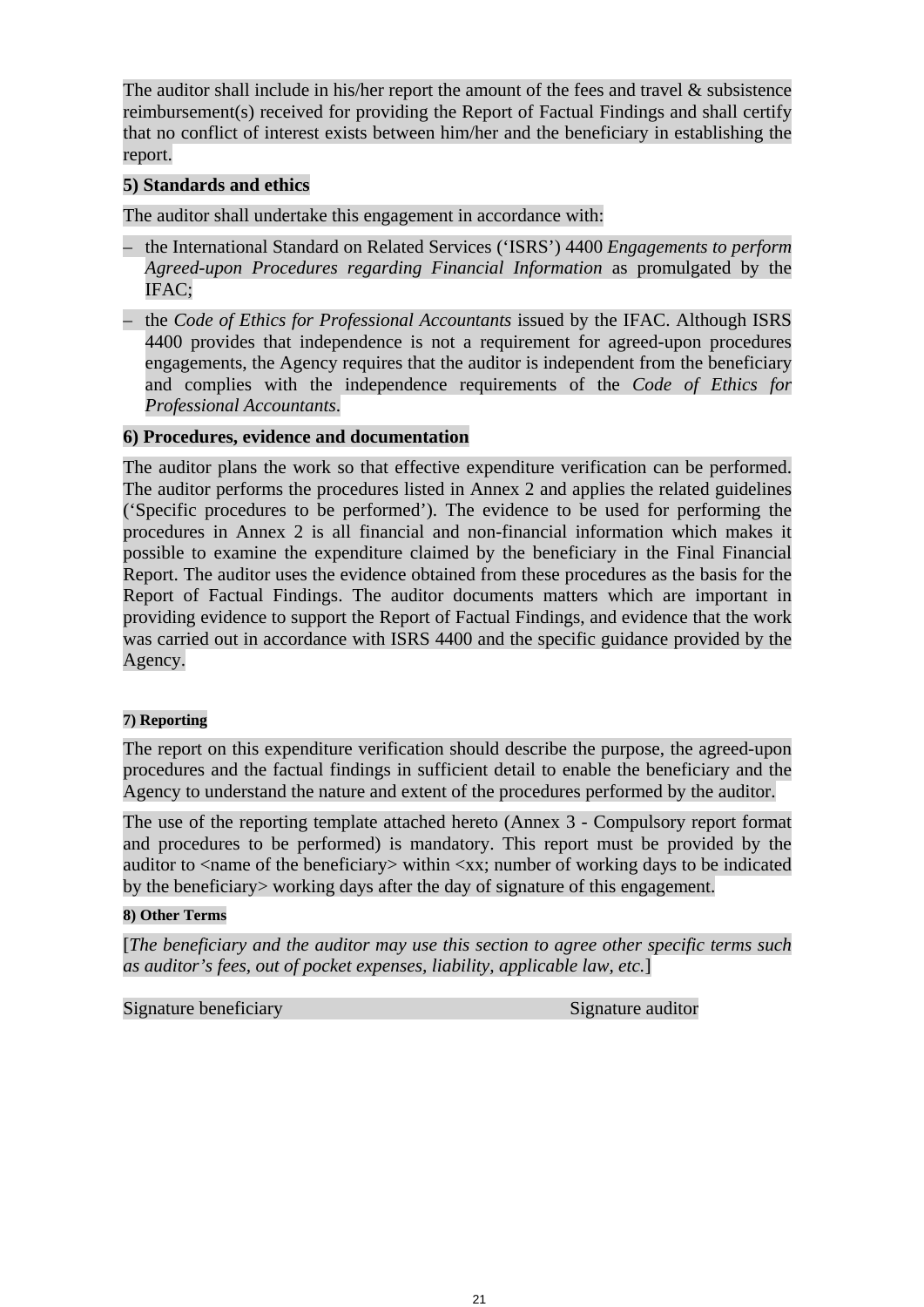The auditor shall include in his/her report the amount of the fees and travel & subsistence reimbursement(s) received for providing the Report of Factual Findings and shall certify that no conflict of interest exists between him/her and the beneficiary in establishing the report.

**5) Standards and ethics**

The auditor shall undertake this engagement in accordance with:

– the International Standard on Related Services ('ISRS') 4400 *Engagements to perform Agreed-upon Procedures regarding Financial Information* as promulgated by the IFAC;

– the *Code of Ethics for Professional Accountants* issued by the IFAC. Although ISRS 4400 provides that independence is not a requirement for agreed-upon procedures engagements, the Agency requires that the auditor is independent from the beneficiary and complies with the independence requirements of the *Code of Ethics for Professional Accountants*.

**6) Procedures, evidence and documentation**

The auditor plans the work so that effective expenditure verification can be performed. The auditor performs the procedures listed in Annex 2 and applies the related guidelines ('Specific procedures to be performed'). The evidence to be used for performing the procedures in Annex 2 is all financial and non-financial information which makes it possible to examine the expenditure claimed by the beneficiary in the Final Financial Report. The auditor uses the evidence obtained from these procedures as the basis for the Report of Factual Findings. The auditor documents matters which are important in providing evidence to support the Report of Factual Findings, and evidence that the work was carried out in accordance with ISRS 4400 and the specific guidance provided by the Agency.

**7) Reporting**

The report on this expenditure verification should describe the purpose, the agreed-upon procedures and the factual findings in sufficient detail to enable the beneficiary and the Agency to understand the nature and extent of the procedures performed by the auditor.

The use of the reporting template attached hereto (Annex 3 - Compulsory report format and procedures to be performed) is mandatory. This report must be provided by the auditor to <name of the beneficiary> within <xx; number of working days to be indicated by the beneficiary> working days after the day of signature of this engagement.

**8) Other Terms**

[*The beneficiary and the auditor may use this section to agree other specific terms such as auditor's fees, out of pocket expenses, liability, applicable law, etc.*]

Signature beneficiary Signature auditor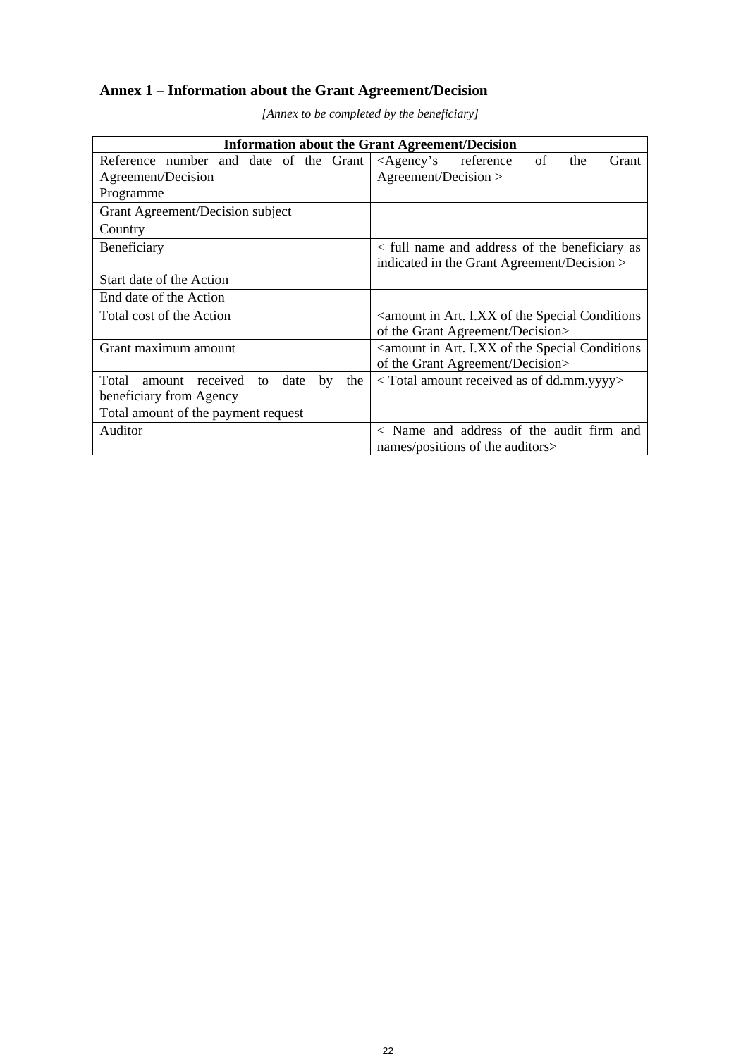## Annex 1 – Information about the Grant Agreement/Decision

*[Annex to be completed by the beneficiary]*

| Information about the Grant Agreement/Decision | |
|---|---|
| Reference number and date of the Grant Agreement/Decision | <Agency's reference of the Grant Agreement/Decision > |
| Programme | |
| Grant Agreement/Decision subject | |
| Country | |
| Beneficiary | < full name and address of the beneficiary as indicated in the Grant Agreement/Decision > |
| Start date of the Action | |
| End date of the Action | |
| Total cost of the Action | <amount in Art. I.XX of the Special Conditions of the Grant Agreement/Decision> |
| Grant maximum amount | <amount in Art. I.XX of the Special Conditions of the Grant Agreement/Decision> |
| Total amount received to date by the beneficiary from Agency | < Total amount received as of dd.mm.yyyy> |
| Total amount of the payment request | |
| Auditor | < Name and address of the audit firm and names/positions of the auditors> |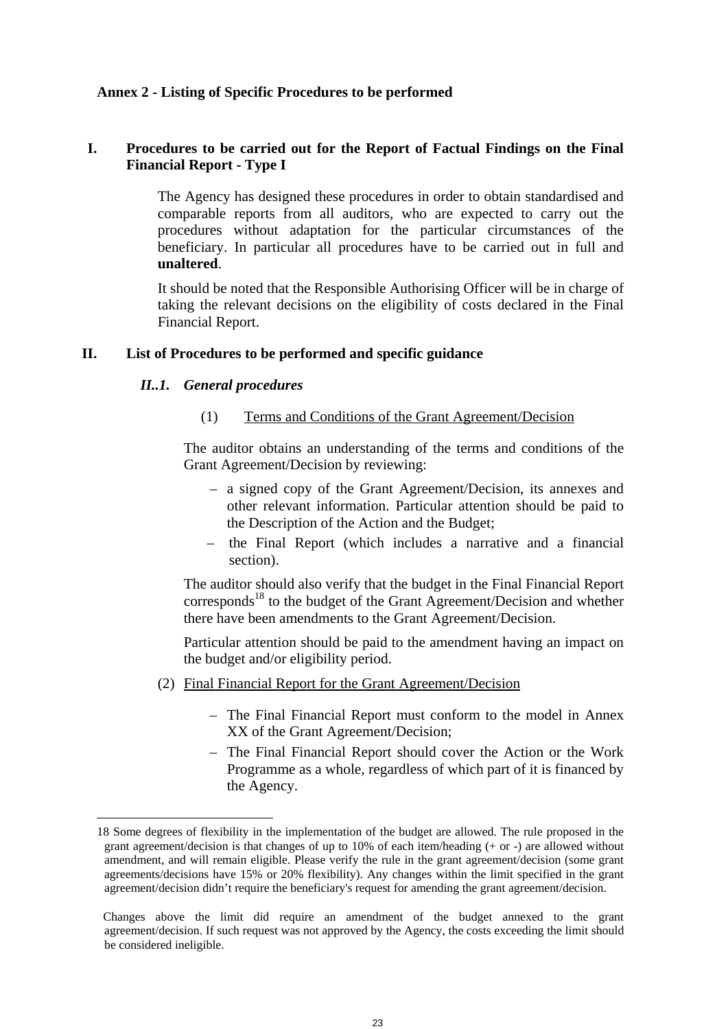**Annex 2 - Listing of Specific Procedures to be performed**

## I. Procedures to be carried out for the Report of Factual Findings on the Final Financial Report - Type I

The Agency has designed these procedures in order to obtain standardised and comparable reports from all auditors, who are expected to carry out the procedures without adaptation for the particular circumstances of the beneficiary. In particular all procedures have to be carried out in full and **unaltered**.

It should be noted that the Responsible Authorising Officer will be in charge of taking the relevant decisions on the eligibility of costs declared in the Final Financial Report.

## II. List of Procedures to be performed and specific guidance

### *II..1. General procedures*

(1) <u>Terms and Conditions of the Grant Agreement/Decision</u>

The auditor obtains an understanding of the terms and conditions of the Grant Agreement/Decision by reviewing:

- a signed copy of the Grant Agreement/Decision, its annexes and other relevant information. Particular attention should be paid to the Description of the Action and the Budget;
- the Final Report (which includes a narrative and a financial section).

The auditor should also verify that the budget in the Final Financial Report corresponds[18] to the budget of the Grant Agreement/Decision and whether there have been amendments to the Grant Agreement/Decision.

Particular attention should be paid to the amendment having an impact on the budget and/or eligibility period.

(2) <u>Final Financial Report for the Grant Agreement/Decision</u>

- The Final Financial Report must conform to the model in Annex XX of the Grant Agreement/Decision;
- The Final Financial Report should cover the Action or the Work Programme as a whole, regardless of which part of it is financed by the Agency.

---

18 Some degrees of flexibility in the implementation of the budget are allowed. The rule proposed in the grant agreement/decision is that changes of up to 10% of each item/heading (+ or -) are allowed without amendment, and will remain eligible. Please verify the rule in the grant agreement/decision (some grant agreements/decisions have 15% or 20% flexibility). Any changes within the limit specified in the grant agreement/decision didn't require the beneficiary's request for amending the grant agreement/decision.

Changes above the limit did require an amendment of the budget annexed to the grant agreement/decision. If such request was not approved by the Agency, the costs exceeding the limit should be considered ineligible.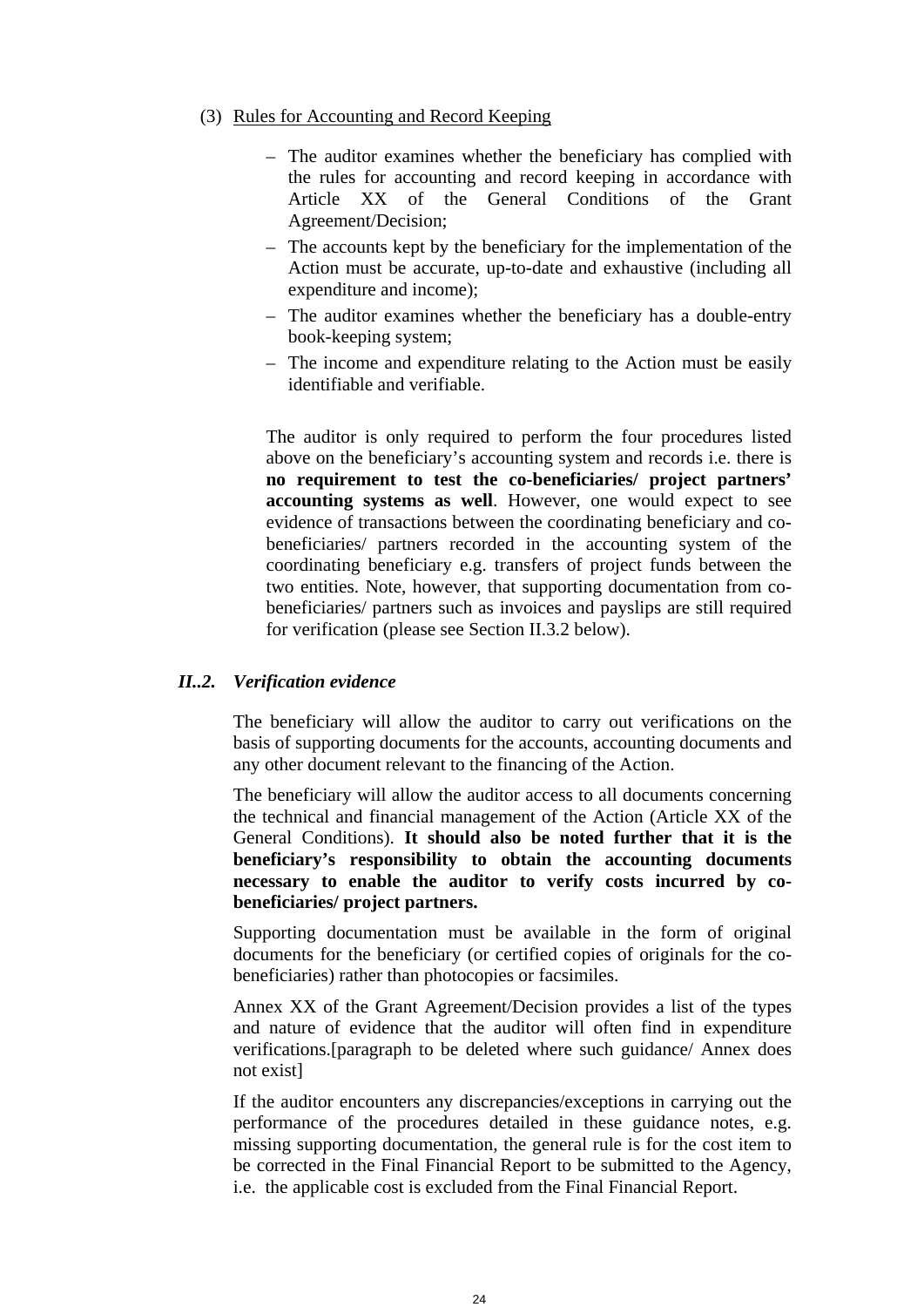(3) Rules for Accounting and Record Keeping

- The auditor examines whether the beneficiary has complied with the rules for accounting and record keeping in accordance with Article XX of the General Conditions of the Grant Agreement/Decision;
- The accounts kept by the beneficiary for the implementation of the Action must be accurate, up-to-date and exhaustive (including all expenditure and income);
- The auditor examines whether the beneficiary has a double-entry book-keeping system;
- The income and expenditure relating to the Action must be easily identifiable and verifiable.

The auditor is only required to perform the four procedures listed above on the beneficiary's accounting system and records i.e. there is **no requirement to test the co-beneficiaries/ project partners' accounting systems as well**. However, one would expect to see evidence of transactions between the coordinating beneficiary and co-beneficiaries/ partners recorded in the accounting system of the coordinating beneficiary e.g. transfers of project funds between the two entities. Note, however, that supporting documentation from co-beneficiaries/ partners such as invoices and payslips are still required for verification (please see Section II.3.2 below).

### *II..2. Verification evidence*

The beneficiary will allow the auditor to carry out verifications on the basis of supporting documents for the accounts, accounting documents and any other document relevant to the financing of the Action.

The beneficiary will allow the auditor access to all documents concerning the technical and financial management of the Action (Article XX of the General Conditions). **It should also be noted further that it is the beneficiary's responsibility to obtain the accounting documents necessary to enable the auditor to verify costs incurred by co-beneficiaries/ project partners.**

Supporting documentation must be available in the form of original documents for the beneficiary (or certified copies of originals for the co-beneficiaries) rather than photocopies or facsimiles.

Annex XX of the Grant Agreement/Decision provides a list of the types and nature of evidence that the auditor will often find in expenditure verifications.[paragraph to be deleted where such guidance/ Annex does not exist]

If the auditor encounters any discrepancies/exceptions in carrying out the performance of the procedures detailed in these guidance notes, e.g. missing supporting documentation, the general rule is for the cost item to be corrected in the Final Financial Report to be submitted to the Agency, i.e. the applicable cost is excluded from the Final Financial Report.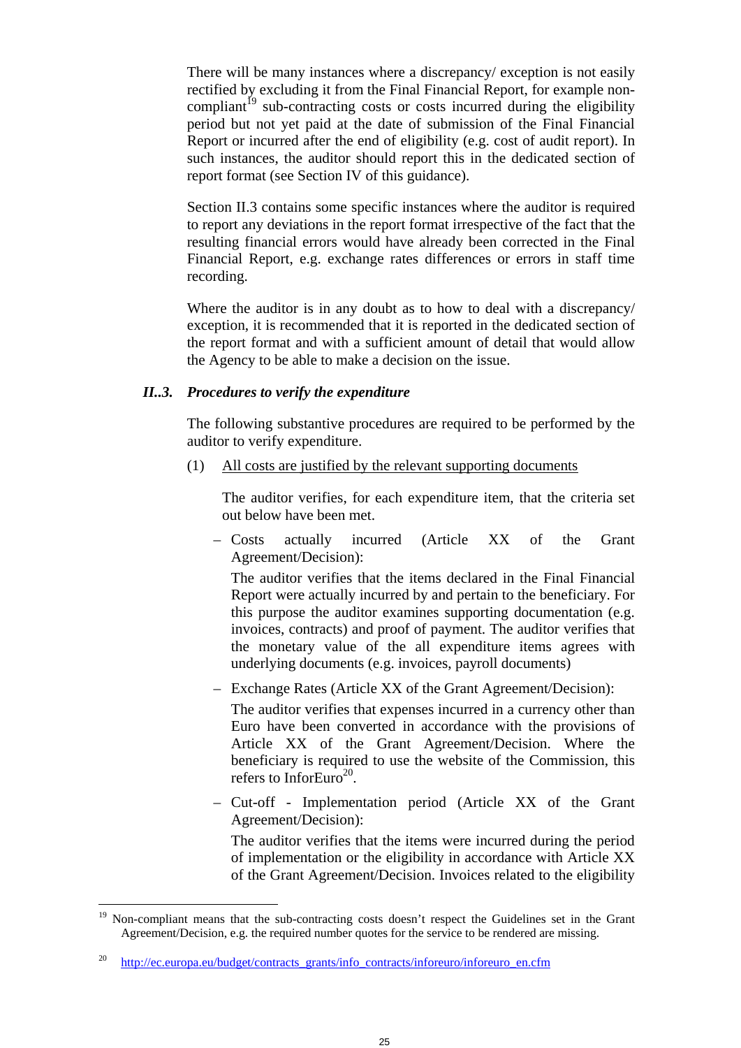There will be many instances where a discrepancy/ exception is not easily rectified by excluding it from the Final Financial Report, for example non-compliant[19] sub-contracting costs or costs incurred during the eligibility period but not yet paid at the date of submission of the Final Financial Report or incurred after the end of eligibility (e.g. cost of audit report). In such instances, the auditor should report this in the dedicated section of report format (see Section IV of this guidance).

Section II.3 contains some specific instances where the auditor is required to report any deviations in the report format irrespective of the fact that the resulting financial errors would have already been corrected in the Final Financial Report, e.g. exchange rates differences or errors in staff time recording.

Where the auditor is in any doubt as to how to deal with a discrepancy/ exception, it is recommended that it is reported in the dedicated section of the report format and with a sufficient amount of detail that would allow the Agency to be able to make a decision on the issue.

### *II..3. Procedures to verify the expenditure*

The following substantive procedures are required to be performed by the auditor to verify expenditure.

(1) <u>All costs are justified by the relevant supporting documents</u>

The auditor verifies, for each expenditure item, that the criteria set out below have been met.

- Costs actually incurred (Article XX of the Grant Agreement/Decision):

  The auditor verifies that the items declared in the Final Financial Report were actually incurred by and pertain to the beneficiary. For this purpose the auditor examines supporting documentation (e.g. invoices, contracts) and proof of payment. The auditor verifies that the monetary value of the all expenditure items agrees with underlying documents (e.g. invoices, payroll documents)

- Exchange Rates (Article XX of the Grant Agreement/Decision):

  The auditor verifies that expenses incurred in a currency other than Euro have been converted in accordance with the provisions of Article XX of the Grant Agreement/Decision. Where the beneficiary is required to use the website of the Commission, this refers to InforEuro[20].

- Cut-off - Implementation period (Article XX of the Grant Agreement/Decision):

  The auditor verifies that the items were incurred during the period of implementation or the eligibility in accordance with Article XX of the Grant Agreement/Decision. Invoices related to the eligibility

---

[19] Non-compliant means that the sub-contracting costs doesn't respect the Guidelines set in the Grant Agreement/Decision, e.g. the required number quotes for the service to be rendered are missing.

[20] http://ec.europa.eu/budget/contracts_grants/info_contracts/inforeuro/inforeuro_en.cfm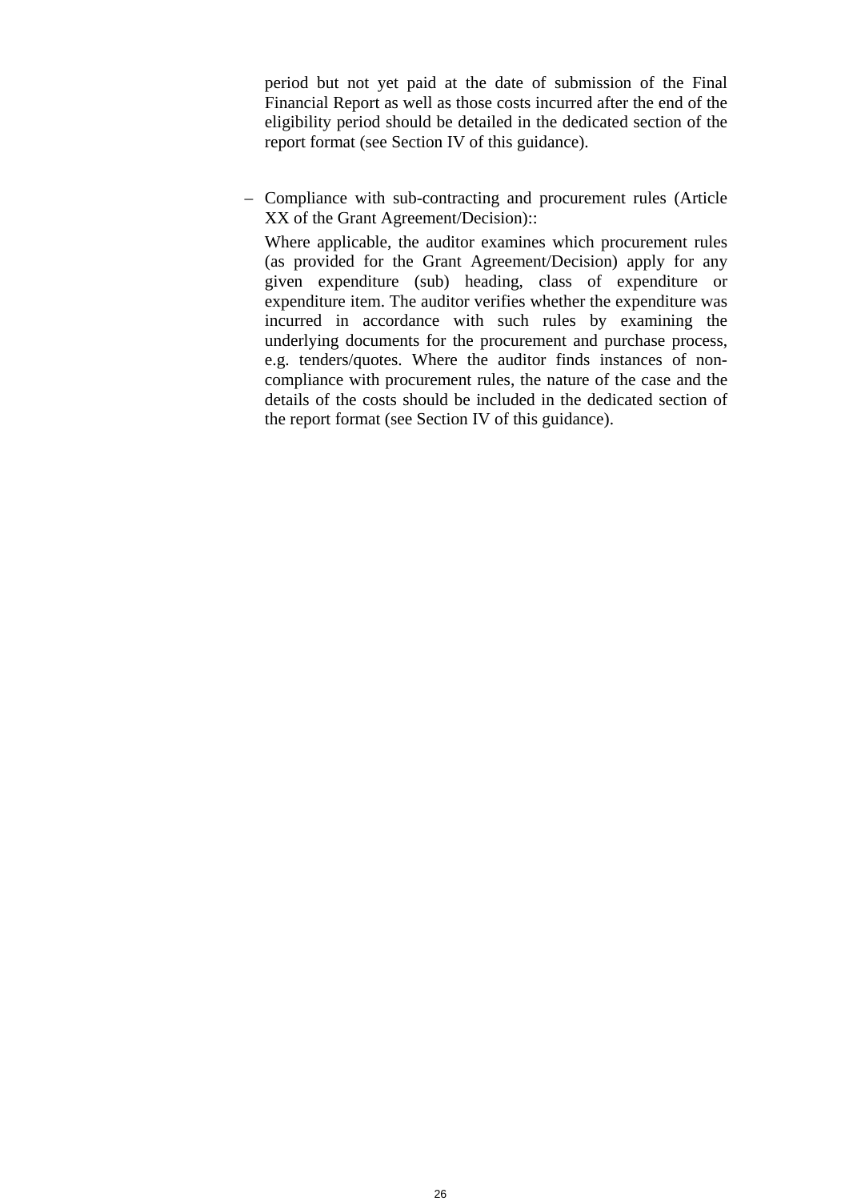period but not yet paid at the date of submission of the Final Financial Report as well as those costs incurred after the end of the eligibility period should be detailed in the dedicated section of the report format (see Section IV of this guidance).

– Compliance with sub-contracting and procurement rules (Article XX of the Grant Agreement/Decision)::

  Where applicable, the auditor examines which procurement rules (as provided for the Grant Agreement/Decision) apply for any given expenditure (sub) heading, class of expenditure or expenditure item. The auditor verifies whether the expenditure was incurred in accordance with such rules by examining the underlying documents for the procurement and purchase process, e.g. tenders/quotes. Where the auditor finds instances of non-compliance with procurement rules, the nature of the case and the details of the costs should be included in the dedicated section of the report format (see Section IV of this guidance).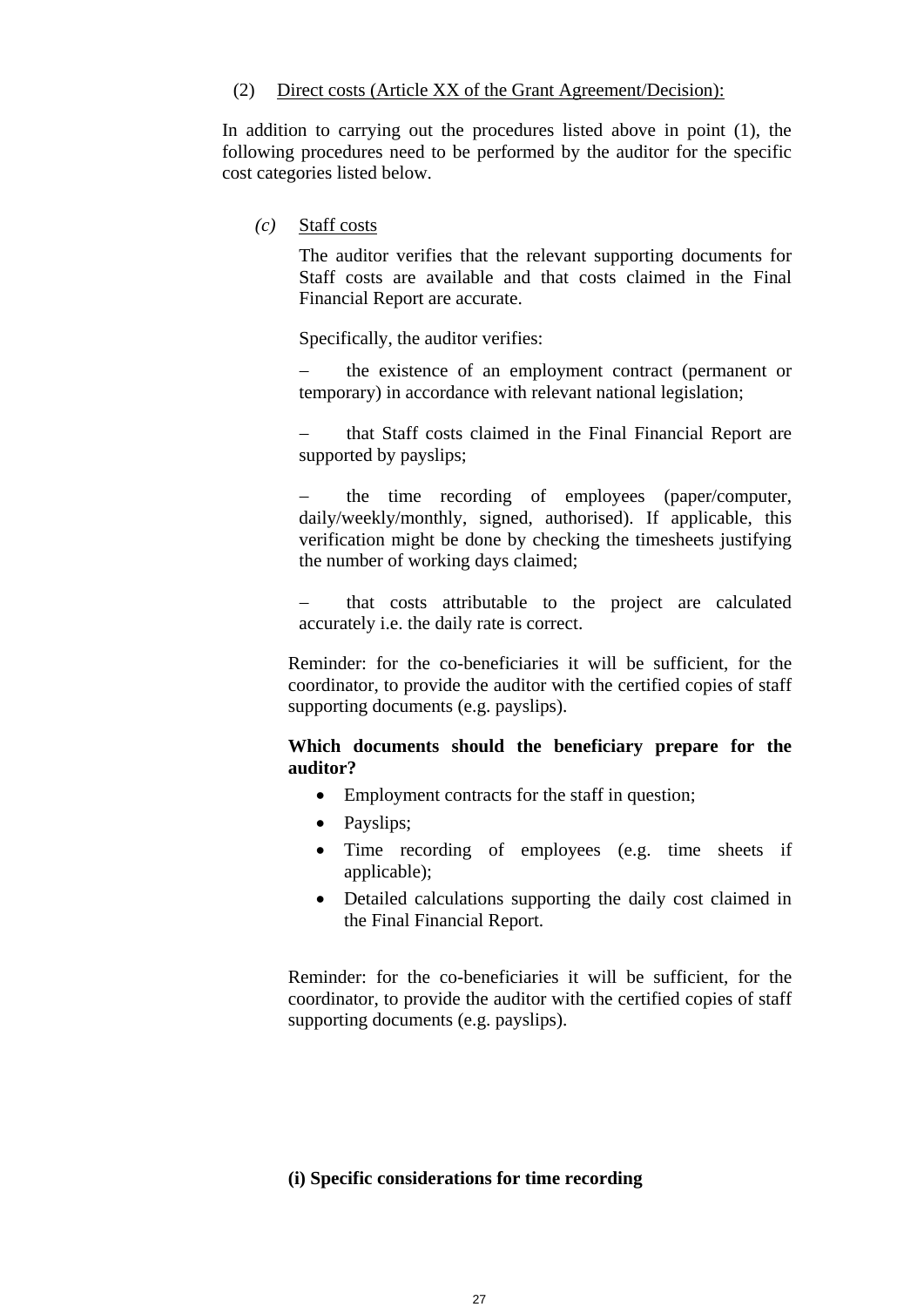(2) <u>Direct costs (Article XX of the Grant Agreement/Decision):</u>

In addition to carrying out the procedures listed above in point (1), the following procedures need to be performed by the auditor for the specific cost categories listed below.

*(c)* <u>Staff costs</u>

The auditor verifies that the relevant supporting documents for Staff costs are available and that costs claimed in the Final Financial Report are accurate.

Specifically, the auditor verifies:

– the existence of an employment contract (permanent or temporary) in accordance with relevant national legislation;

– that Staff costs claimed in the Final Financial Report are supported by payslips;

– the time recording of employees (paper/computer, daily/weekly/monthly, signed, authorised). If applicable, this verification might be done by checking the timesheets justifying the number of working days claimed;

– that costs attributable to the project are calculated accurately i.e. the daily rate is correct.

Reminder: for the co-beneficiaries it will be sufficient, for the coordinator, to provide the auditor with the certified copies of staff supporting documents (e.g. payslips).

**Which documents should the beneficiary prepare for the auditor?**

- Employment contracts for the staff in question;
- Payslips;
- Time recording of employees (e.g. time sheets if applicable);
- Detailed calculations supporting the daily cost claimed in the Final Financial Report.

Reminder: for the co-beneficiaries it will be sufficient, for the coordinator, to provide the auditor with the certified copies of staff supporting documents (e.g. payslips).

**(i) Specific considerations for time recording**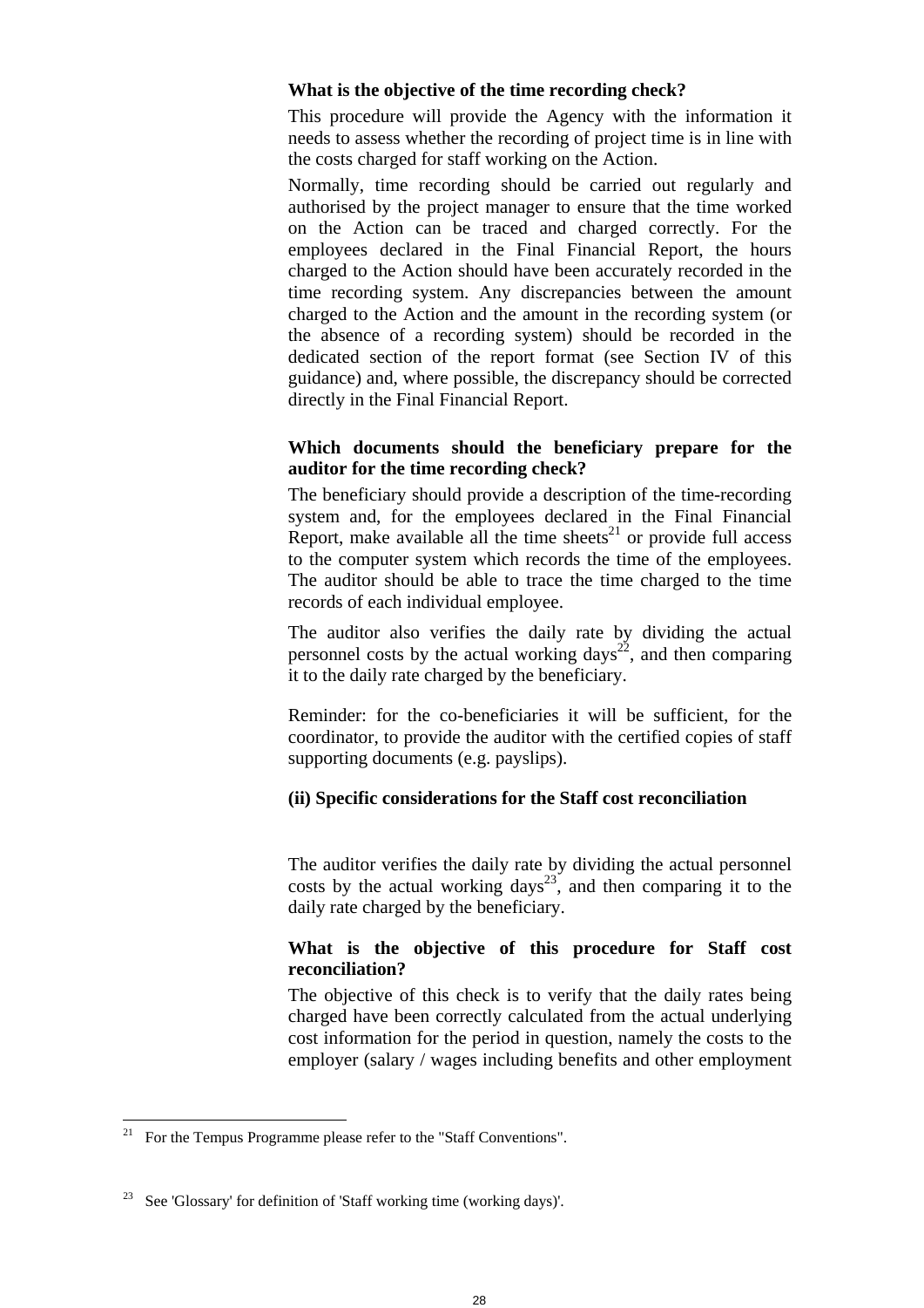**What is the objective of the time recording check?**

This procedure will provide the Agency with the information it needs to assess whether the recording of project time is in line with the costs charged for staff working on the Action.

Normally, time recording should be carried out regularly and authorised by the project manager to ensure that the time worked on the Action can be traced and charged correctly. For the employees declared in the Final Financial Report, the hours charged to the Action should have been accurately recorded in the time recording system. Any discrepancies between the amount charged to the Action and the amount in the recording system (or the absence of a recording system) should be recorded in the dedicated section of the report format (see Section IV of this guidance) and, where possible, the discrepancy should be corrected directly in the Final Financial Report.

**Which documents should the beneficiary prepare for the auditor for the time recording check?**

The beneficiary should provide a description of the time-recording system and, for the employees declared in the Final Financial Report, make available all the time sheets[21] or provide full access to the computer system which records the time of the employees. The auditor should be able to trace the time charged to the time records of each individual employee.

The auditor also verifies the daily rate by dividing the actual personnel costs by the actual working days[22], and then comparing it to the daily rate charged by the beneficiary.

Reminder: for the co-beneficiaries it will be sufficient, for the coordinator, to provide the auditor with the certified copies of staff supporting documents (e.g. payslips).

**(ii) Specific considerations for the Staff cost reconciliation**

The auditor verifies the daily rate by dividing the actual personnel costs by the actual working days[23], and then comparing it to the daily rate charged by the beneficiary.

**What is the objective of this procedure for Staff cost reconciliation?**

The objective of this check is to verify that the daily rates being charged have been correctly calculated from the actual underlying cost information for the period in question, namely the costs to the employer (salary / wages including benefits and other employment

---

[21] For the Tempus Programme please refer to the "Staff Conventions".

[23] See 'Glossary' for definition of 'Staff working time (working days)'.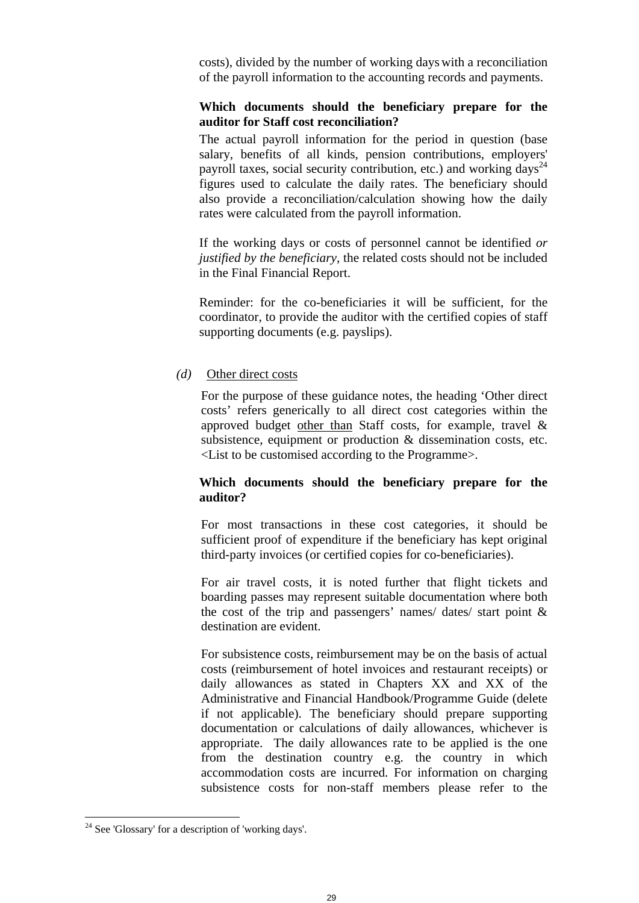costs), divided by the number of working days with a reconciliation of the payroll information to the accounting records and payments.

**Which documents should the beneficiary prepare for the auditor for Staff cost reconciliation?**

The actual payroll information for the period in question (base salary, benefits of all kinds, pension contributions, employers' payroll taxes, social security contribution, etc.) and working days[24] figures used to calculate the daily rates. The beneficiary should also provide a reconciliation/calculation showing how the daily rates were calculated from the payroll information.

If the working days or costs of personnel cannot be identified *or justified by the beneficiary*, the related costs should not be included in the Final Financial Report.

Reminder: for the co-beneficiaries it will be sufficient, for the coordinator, to provide the auditor with the certified copies of staff supporting documents (e.g. payslips).

*(d)* Other direct costs

For the purpose of these guidance notes, the heading 'Other direct costs' refers generically to all direct cost categories within the approved budget other than Staff costs, for example, travel & subsistence, equipment or production & dissemination costs, etc. <List to be customised according to the Programme>.

**Which documents should the beneficiary prepare for the auditor?**

For most transactions in these cost categories, it should be sufficient proof of expenditure if the beneficiary has kept original third-party invoices (or certified copies for co-beneficiaries).

For air travel costs, it is noted further that flight tickets and boarding passes may represent suitable documentation where both the cost of the trip and passengers' names/ dates/ start point & destination are evident.

For subsistence costs, reimbursement may be on the basis of actual costs (reimbursement of hotel invoices and restaurant receipts) or daily allowances as stated in Chapters XX and XX of the Administrative and Financial Handbook/Programme Guide (delete if not applicable). The beneficiary should prepare supporting documentation or calculations of daily allowances, whichever is appropriate. The daily allowances rate to be applied is the one from the destination country e.g. the country in which accommodation costs are incurred. For information on charging subsistence costs for non-staff members please refer to the

---

[24] See 'Glossary' for a description of 'working days'.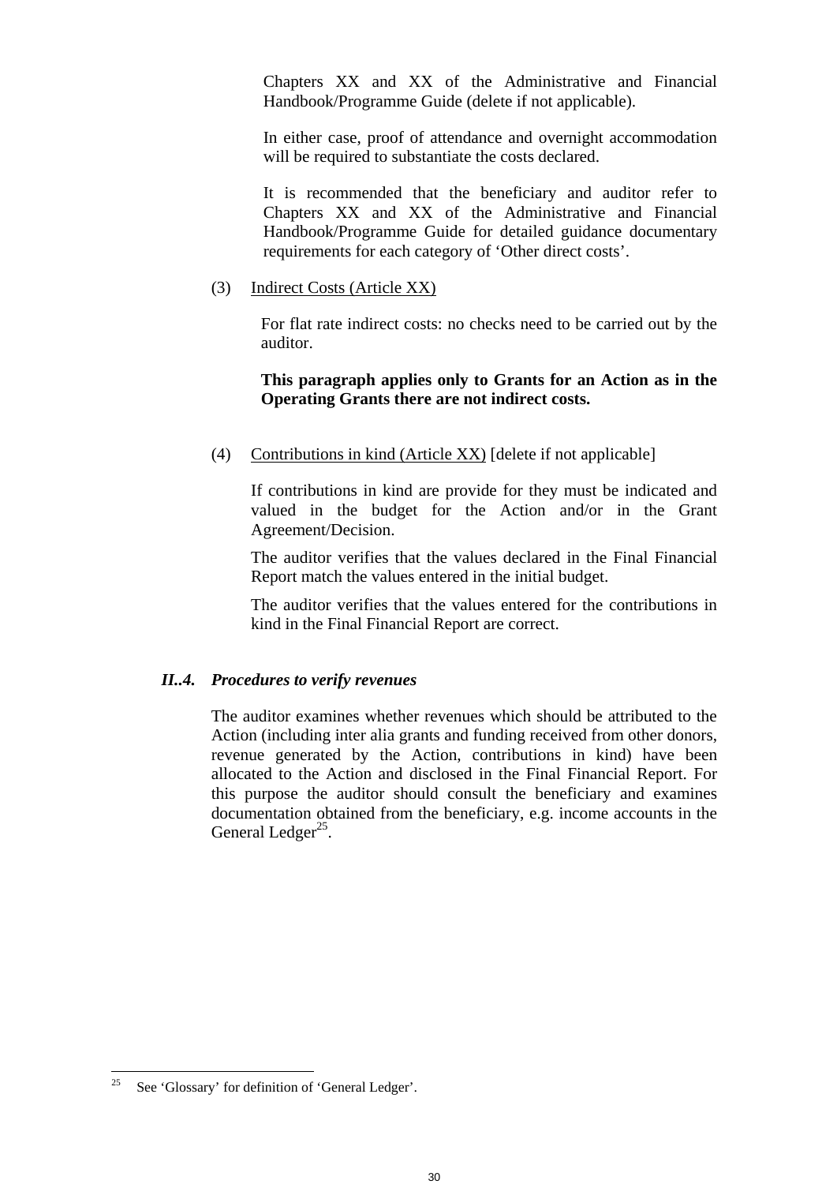Chapters XX and XX of the Administrative and Financial Handbook/Programme Guide (delete if not applicable).

In either case, proof of attendance and overnight accommodation will be required to substantiate the costs declared.

It is recommended that the beneficiary and auditor refer to Chapters XX and XX of the Administrative and Financial Handbook/Programme Guide for detailed guidance documentary requirements for each category of 'Other direct costs'.

(3) Indirect Costs (Article XX)

For flat rate indirect costs: no checks need to be carried out by the auditor.

**This paragraph applies only to Grants for an Action as in the Operating Grants there are not indirect costs.**

(4) Contributions in kind (Article XX) [delete if not applicable]

If contributions in kind are provide for they must be indicated and valued in the budget for the Action and/or in the Grant Agreement/Decision.

The auditor verifies that the values declared in the Final Financial Report match the values entered in the initial budget.

The auditor verifies that the values entered for the contributions in kind in the Final Financial Report are correct.

### *II..4. Procedures to verify revenues*

The auditor examines whether revenues which should be attributed to the Action (including inter alia grants and funding received from other donors, revenue generated by the Action, contributions in kind) have been allocated to the Action and disclosed in the Final Financial Report. For this purpose the auditor should consult the beneficiary and examines documentation obtained from the beneficiary, e.g. income accounts in the General Ledger[25].

---

[25] See 'Glossary' for definition of 'General Ledger'.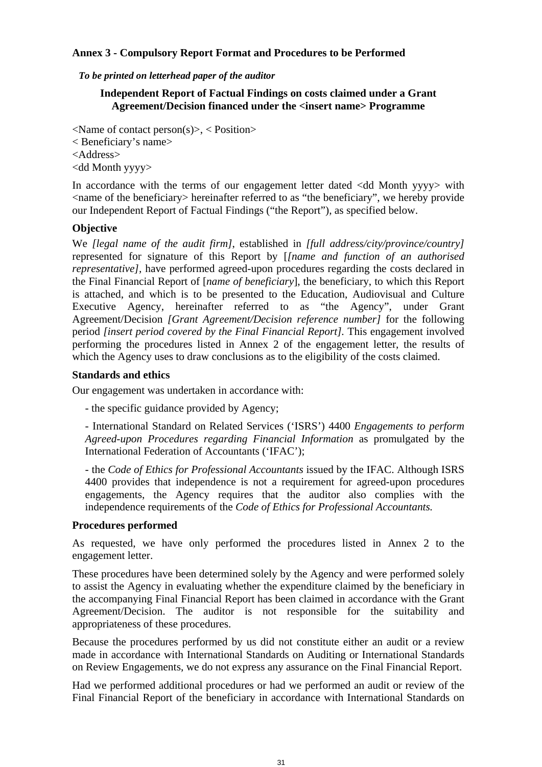### Annex 3 - Compulsory Report Format and Procedures to be Performed

***To be printed on letterhead paper of the auditor***

**Independent Report of Factual Findings on costs claimed under a Grant Agreement/Decision financed under the <insert name> Programme**

<Name of contact person(s)>, < Position>
< Beneficiary's name>
<Address>
<dd Month yyyy>

In accordance with the terms of our engagement letter dated <dd Month yyyy> with <name of the beneficiary> hereinafter referred to as "the beneficiary", we hereby provide our Independent Report of Factual Findings ("the Report"), as specified below.

**Objective**

We *[legal name of the audit firm]*, established in *[full address/city/province/country]* represented for signature of this Report by [*[name and function of an authorised representative]*, have performed agreed-upon procedures regarding the costs declared in the Final Financial Report of [*name of beneficiary*], the beneficiary, to which this Report is attached, and which is to be presented to the Education, Audiovisual and Culture Executive Agency, hereinafter referred to as "the Agency", under Grant Agreement/Decision *[Grant Agreement/Decision reference number]* for the following period *[insert period covered by the Final Financial Report]*. This engagement involved performing the procedures listed in Annex 2 of the engagement letter, the results of which the Agency uses to draw conclusions as to the eligibility of the costs claimed.

**Standards and ethics**

Our engagement was undertaken in accordance with:

- the specific guidance provided by Agency;
- International Standard on Related Services ('ISRS') 4400 *Engagements to perform Agreed-upon Procedures regarding Financial Information* as promulgated by the International Federation of Accountants ('IFAC');
- the *Code of Ethics for Professional Accountants* issued by the IFAC. Although ISRS 4400 provides that independence is not a requirement for agreed-upon procedures engagements, the Agency requires that the auditor also complies with the independence requirements of the *Code of Ethics for Professional Accountants.*

**Procedures performed**

As requested, we have only performed the procedures listed in Annex 2 to the engagement letter.

These procedures have been determined solely by the Agency and were performed solely to assist the Agency in evaluating whether the expenditure claimed by the beneficiary in the accompanying Final Financial Report has been claimed in accordance with the Grant Agreement/Decision. The auditor is not responsible for the suitability and appropriateness of these procedures.

Because the procedures performed by us did not constitute either an audit or a review made in accordance with International Standards on Auditing or International Standards on Review Engagements, we do not express any assurance on the Final Financial Report.

Had we performed additional procedures or had we performed an audit or review of the Final Financial Report of the beneficiary in accordance with International Standards on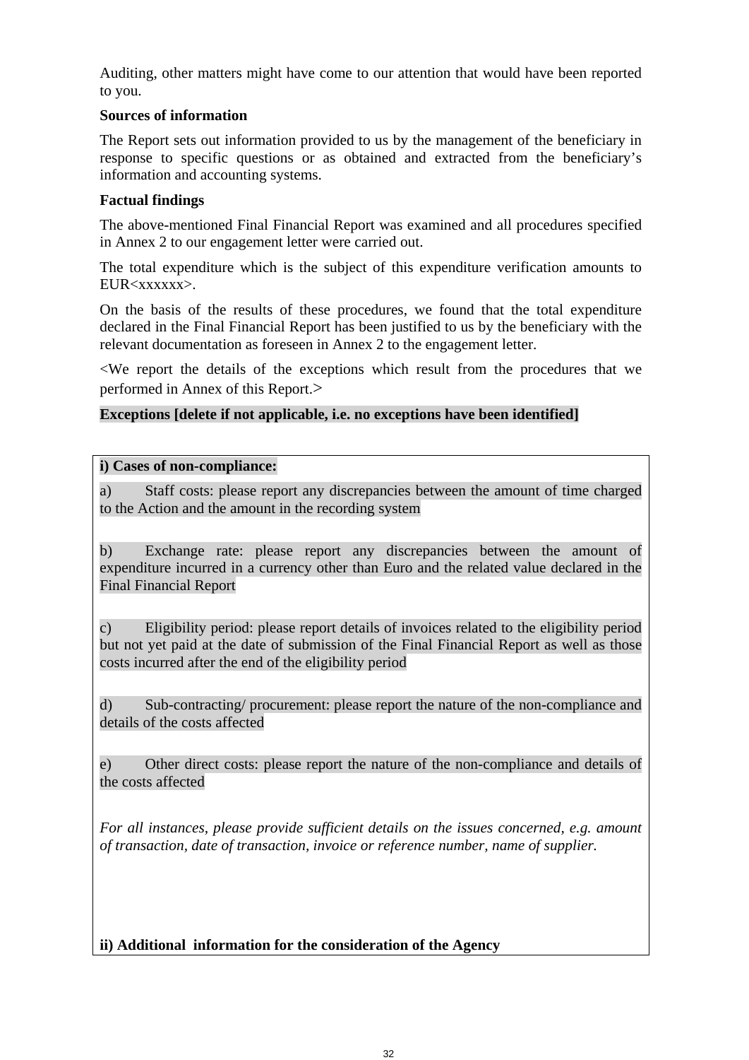Auditing, other matters might have come to our attention that would have been reported to you.

**Sources of information**

The Report sets out information provided to us by the management of the beneficiary in response to specific questions or as obtained and extracted from the beneficiary's information and accounting systems.

**Factual findings**

The above-mentioned Final Financial Report was examined and all procedures specified in Annex 2 to our engagement letter were carried out.

The total expenditure which is the subject of this expenditure verification amounts to EUR<xxxxxx>.

On the basis of the results of these procedures, we found that the total expenditure declared in the Final Financial Report has been justified to us by the beneficiary with the relevant documentation as foreseen in Annex 2 to the engagement letter.

<We report the details of the exceptions which result from the procedures that we performed in Annex of this Report.>

**Exceptions [delete if not applicable, i.e. no exceptions have been identified]**

| **i) Cases of non-compliance:**<br><br>a) Staff costs: please report any discrepancies between the amount of time charged to the Action and the amount in the recording system<br><br>b) Exchange rate: please report any discrepancies between the amount of expenditure incurred in a currency other than Euro and the related value declared in the Final Financial Report<br><br>c) Eligibility period: please report details of invoices related to the eligibility period but not yet paid at the date of submission of the Final Financial Report as well as those costs incurred after the end of the eligibility period<br><br>d) Sub-contracting/ procurement: please report the nature of the non-compliance and details of the costs affected<br><br>e) Other direct costs: please report the nature of the non-compliance and details of the costs affected<br><br>*For all instances, please provide sufficient details on the issues concerned, e.g. amount of transaction, date of transaction, invoice or reference number, name of supplier.*<br><br>**ii) Additional information for the consideration of the Agency** |
|---|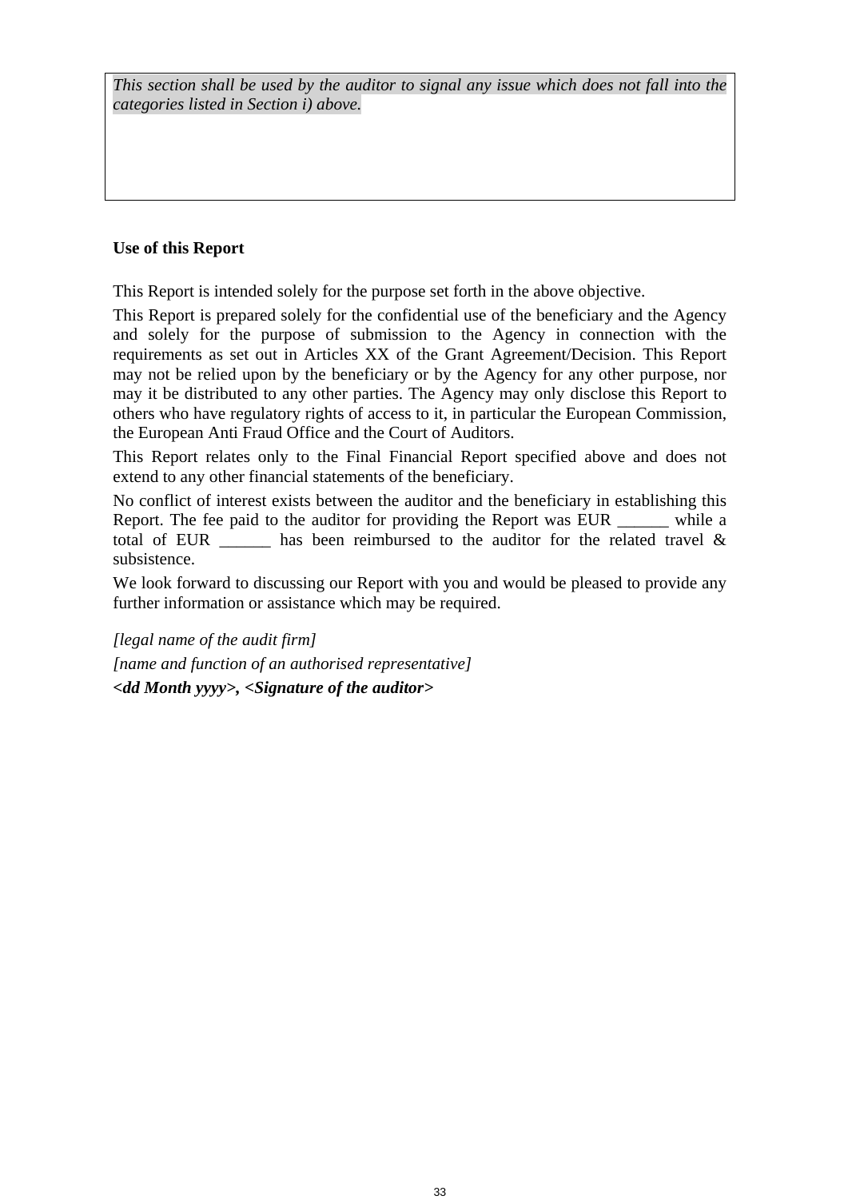| |
|---|
| *This section shall be used by the auditor to signal any issue which does not fall into the categories listed in Section i) above.* |

**Use of this Report**

This Report is intended solely for the purpose set forth in the above objective.

This Report is prepared solely for the confidential use of the beneficiary and the Agency and solely for the purpose of submission to the Agency in connection with the requirements as set out in Articles XX of the Grant Agreement/Decision. This Report may not be relied upon by the beneficiary or by the Agency for any other purpose, nor may it be distributed to any other parties. The Agency may only disclose this Report to others who have regulatory rights of access to it, in particular the European Commission, the European Anti Fraud Office and the Court of Auditors.

This Report relates only to the Final Financial Report specified above and does not extend to any other financial statements of the beneficiary.

No conflict of interest exists between the auditor and the beneficiary in establishing this Report. The fee paid to the auditor for providing the Report was EUR ______ while a total of EUR ______ has been reimbursed to the auditor for the related travel & subsistence.

We look forward to discussing our Report with you and would be pleased to provide any further information or assistance which may be required.

*[legal name of the audit firm]*

*[name and function of an authorised representative]*

***<dd Month yyyy>, <Signature of the auditor>***